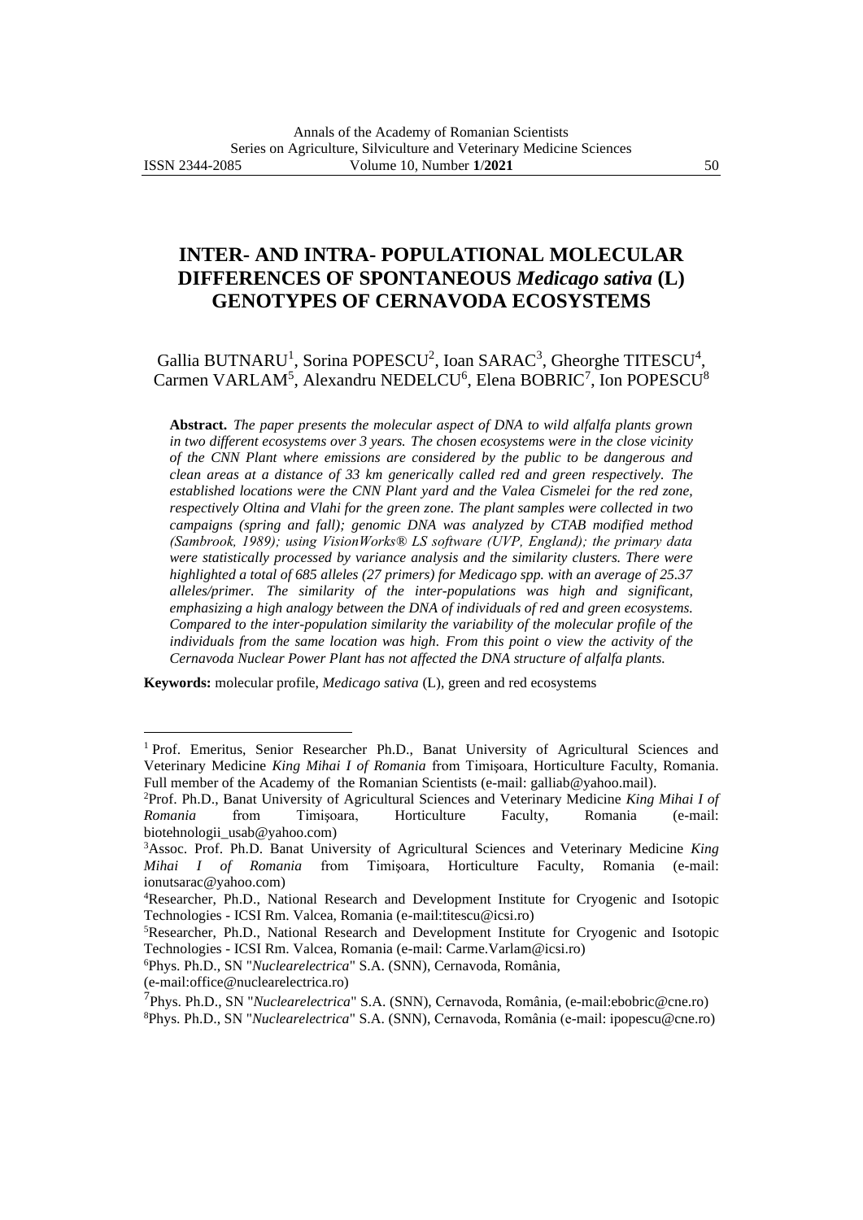# INTER- AND INTRA- POPULATIONAL MOLECULAR DIFFERENCES OF SPONTANEOUS *Medicago sativa* (L) GENOTYPES OF CERNAVODA ECOSYSTEMS

Gallia BUTNARU[1], Sorina POPESCU[2], Ioan SARAC[3], Gheorghe TITESCU[4], Carmen VARLAM[5], Alexandru NEDELCU[6], Elena BOBRIC[7], Ion POPESCU[8]

**Abstract.** *The paper presents the molecular aspect of DNA to wild alfalfa plants grown in two different ecosystems over 3 years. The chosen ecosystems were in the close vicinity of the CNN Plant where emissions are considered by the public to be dangerous and clean areas at a distance of 33 km generically called red and green respectively. The established locations were the CNN Plant yard and the Valea Cismelei for the red zone, respectively Oltina and Vlahi for the green zone. The plant samples were collected in two campaigns (spring and fall); genomic DNA was analyzed by CTAB modified method (Sambrook, 1989); using VisionWorks® LS software (UVP, England); the primary data were statistically processed by variance analysis and the similarity clusters. There were highlighted a total of 685 alleles (27 primers) for Medicago spp. with an average of 25.37 alleles/primer. The similarity of the inter-populations was high and significant, emphasizing a high analogy between the DNA of individuals of red and green ecosystems. Compared to the inter-population similarity the variability of the molecular profile of the individuals from the same location was high. From this point o view the activity of the Cernavoda Nuclear Power Plant has not affected the DNA structure of alfalfa plants.*

**Keywords:** molecular profile, *Medicago sativa* (L), green and red ecosystems

---

[1] Prof. Emeritus, Senior Researcher Ph.D., Banat University of Agricultural Sciences and Veterinary Medicine *King Mihai I of Romania* from Timişoara, Horticulture Faculty, Romania. Full member of the Academy of the Romanian Scientists (e-mail: galliab@yahoo.mail).

[2] Prof. Ph.D., Banat University of Agricultural Sciences and Veterinary Medicine *King Mihai I of Romania* from Timişoara, Horticulture Faculty, Romania (e-mail: biotehnologii_usab@yahoo.com)

[3] Assoc. Prof. Ph.D. Banat University of Agricultural Sciences and Veterinary Medicine *King Mihai I of Romania* from Timişoara, Horticulture Faculty, Romania (e-mail: ionutsarac@yahoo.com)

[4] Researcher, Ph.D., National Research and Development Institute for Cryogenic and Isotopic Technologies - ICSI Rm. Valcea, Romania (e-mail:titescu@icsi.ro)

[5] Researcher, Ph.D., National Research and Development Institute for Cryogenic and Isotopic Technologies - ICSI Rm. Valcea, Romania (e-mail: Carme.Varlam@icsi.ro)

[6] Phys. Ph.D., SN "*Nuclearelectrica*" S.A. (SNN), Cernavoda, România, (e-mail:office@nuclearelectrica.ro)

[7] Phys. Ph.D., SN "*Nuclearelectrica*" S.A. (SNN), Cernavoda, România, (e-mail:ebobric@cne.ro)

[8] Phys. Ph.D., SN "*Nuclearelectrica*" S.A. (SNN), Cernavoda, România (e-mail: ipopescu@cne.ro)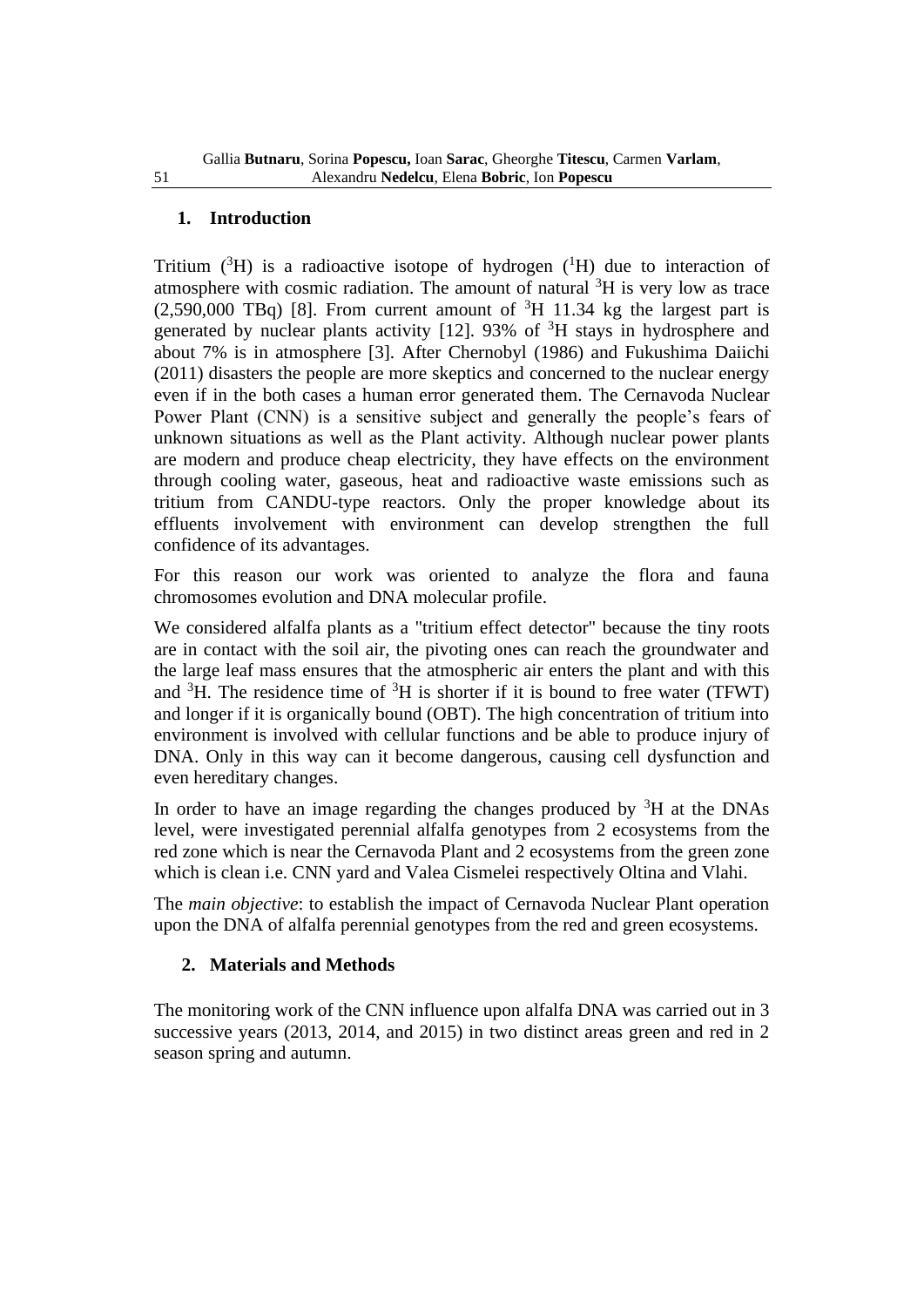## 1. Introduction

Tritium ($^3$H) is a radioactive isotope of hydrogen ($^1$H) due to interaction of atmosphere with cosmic radiation. The amount of natural $^3$H is very low as trace (2,590,000 TBq) [8]. From current amount of $^3$H 11.34 kg the largest part is generated by nuclear plants activity [12]. 93% of $^3$H stays in hydrosphere and about 7% is in atmosphere [3]. After Chernobyl (1986) and Fukushima Daiichi (2011) disasters the people are more skeptics and concerned to the nuclear energy even if in the both cases a human error generated them. The Cernavoda Nuclear Power Plant (CNN) is a sensitive subject and generally the people's fears of unknown situations as well as the Plant activity. Although nuclear power plants are modern and produce cheap electricity, they have effects on the environment through cooling water, gaseous, heat and radioactive waste emissions such as tritium from CANDU-type reactors. Only the proper knowledge about its effluents involvement with environment can develop strengthen the full confidence of its advantages.

For this reason our work was oriented to analyze the flora and fauna chromosomes evolution and DNA molecular profile.

We considered alfalfa plants as a "tritium effect detector" because the tiny roots are in contact with the soil air, the pivoting ones can reach the groundwater and the large leaf mass ensures that the atmospheric air enters the plant and with this and $^3$H. The residence time of $^3$H is shorter if it is bound to free water (TFWT) and longer if it is organically bound (OBT). The high concentration of tritium into environment is involved with cellular functions and be able to produce injury of DNA. Only in this way can it become dangerous, causing cell dysfunction and even hereditary changes.

In order to have an image regarding the changes produced by $^3$H at the DNAs level, were investigated perennial alfalfa genotypes from 2 ecosystems from the red zone which is near the Cernavoda Plant and 2 ecosystems from the green zone which is clean i.e. CNN yard and Valea Cismelei respectively Oltina and Vlahi.

The *main objective*: to establish the impact of Cernavoda Nuclear Plant operation upon the DNA of alfalfa perennial genotypes from the red and green ecosystems.

## 2. Materials and Methods

The monitoring work of the CNN influence upon alfalfa DNA was carried out in 3 successive years (2013, 2014, and 2015) in two distinct areas green and red in 2 season spring and autumn.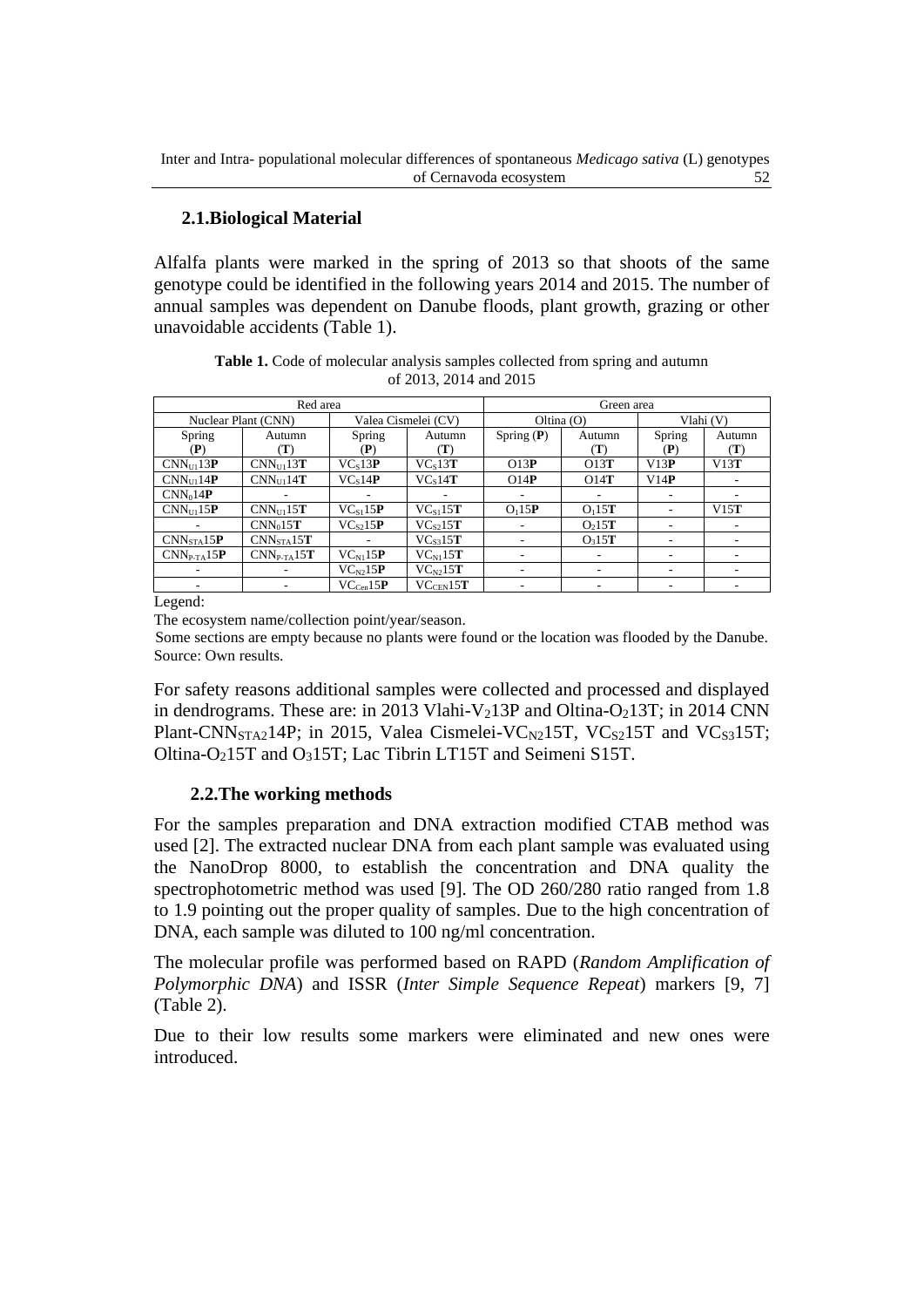## 2.1.Biological Material

Alfalfa plants were marked in the spring of 2013 so that shoots of the same genotype could be identified in the following years 2014 and 2015. The number of annual samples was dependent on Danube floods, plant growth, grazing or other unavoidable accidents (Table 1).

**Table 1.** Code of molecular analysis samples collected from spring and autumn of 2013, 2014 and 2015

| Red area | | | | Green area | | | |
|---|---|---|---|---|---|---|---|
| Nuclear Plant (CNN) | | Valea Cismelei (CV) | | Oltina (O) | | Vlahi (V) | |
| Spring (**P**) | Autumn (**T**) | Spring (**P**) | Autumn (**T**) | Spring (**P**) | Autumn (**T**) | Spring (**P**) | Autumn (**T**) |
| $CNN_{U1}13$**P** | $CNN_{U1}13$**T** | $VC_{S}13$**P** | $VC_{S}13$**T** | O13**P** | O13**T** | V13**P** | V13**T** |
| $CNN_{U1}14$**P** | $CNN_{U1}14$**T** | $VC_{S}14$**P** | $VC_{S}14$**T** | O14**P** | O14**T** | V14**P** | - |
| $CNN_{0}14$**P** | - | - | - | - | - | - | - |
| $CNN_{U1}15$**P** | $CNN_{U1}15$**T** | $VC_{S1}15$**P** | $VC_{S1}15$**T** | $O_{1}15$**P** | $O_{1}15$**T** | - | V15**T** |
| - | $CNN_{0}15$**T** | $VC_{S2}15$**P** | $VC_{S2}15$**T** | - | $O_{2}15$**T** | - | - |
| $CNN_{STA}15$**P** | $CNN_{STA}15$**T** | - | $VC_{S3}15$**T** | - | $O_{3}15$**T** | - | - |
| $CNN_{P\text{-}TA}15$**P** | $CNN_{P\text{-}TA}15$**T** | $VC_{N1}15$**P** | $VC_{N1}15$**T** | - | - | - | - |
| - | - | $VC_{N2}15$**P** | $VC_{N2}15$**T** | - | - | - | - |
| - | - | $VC_{Cen}15$**P** | $VC_{CEN}15$**T** | - | - | - | - |

Legend:

The ecosystem name/collection point/year/season.

Some sections are empty because no plants were found or the location was flooded by the Danube.
Source: Own results.

For safety reasons additional samples were collected and processed and displayed in dendrograms. These are: in 2013 Vlahi-$V_{2}13$P and Oltina-$O_{2}13$T; in 2014 CNN Plant-$CNN_{STA2}14$P; in 2015, Valea Cismelei-$VC_{N2}15$T, $VC_{S2}15$T and $VC_{S3}15$T; Oltina-$O_{2}15$T and $O_{3}15$T; Lac Tibrin LT15T and Seimeni S15T.

## 2.2.The working methods

For the samples preparation and DNA extraction modified CTAB method was used [2]. The extracted nuclear DNA from each plant sample was evaluated using the NanoDrop 8000, to establish the concentration and DNA quality the spectrophotometric method was used [9]. The OD 260/280 ratio ranged from 1.8 to 1.9 pointing out the proper quality of samples. Due to the high concentration of DNA, each sample was diluted to 100 ng/ml concentration.

The molecular profile was performed based on RAPD (*Random Amplification of Polymorphic DNA*) and ISSR (*Inter Simple Sequence Repeat*) markers [9, 7] (Table 2).

Due to their low results some markers were eliminated and new ones were introduced.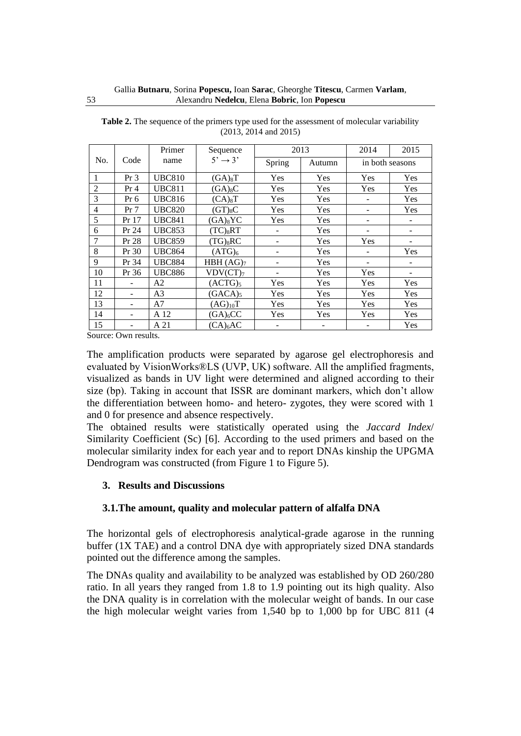**Table 2.** The sequence of the primers type used for the assessment of molecular variability (2013, 2014 and 2015)

| No. | Code | Primer name | Sequence 5' → 3' | 2013 | | 2014 | 2015 |
|---|---|---|---|---|---|---|---|
| | | | | Spring | Autumn | in both seasons | |
| 1 | Pr 3 | UBC810 | $(GA)_8T$ | Yes | Yes | Yes | Yes |
| 2 | Pr 4 | UBC811 | $(GA)_8C$ | Yes | Yes | Yes | Yes |
| 3 | Pr 6 | UBC816 | $(CA)_8T$ | Yes | Yes | - | Yes |
| 4 | Pr 7 | UBC820 | $(GT)_8C$ | Yes | Yes | - | Yes |
| 5 | Pr 17 | UBC841 | $(GA)_8YC$ | Yes | Yes | - | - |
| 6 | Pr 24 | UBC853 | $(TC)_8RT$ | - | Yes | - | - |
| 7 | Pr 28 | UBC859 | $(TG)_8RC$ | - | Yes | Yes | - |
| 8 | Pr 30 | UBC864 | $(ATG)_6$ | - | Yes | - | Yes |
| 9 | Pr 34 | UBC884 | HBH $(AG)_7$ | - | Yes | - | - |
| 10 | Pr 36 | UBC886 | VDV$(CT)_7$ | - | Yes | Yes | - |
| 11 | - | A2 | $(ACTG)_5$ | Yes | Yes | Yes | Yes |
| 12 | - | A3 | $(GACA)_5$ | Yes | Yes | Yes | Yes |
| 13 | - | A7 | $(AG)_{10}T$ | Yes | Yes | Yes | Yes |
| 14 | - | A 12 | $(GA)_6CC$ | Yes | Yes | Yes | Yes |
| 15 | - | A 21 | $(CA)_6AC$ | - | - | - | Yes |

Source: Own results.

The amplification products were separated by agarose gel electrophoresis and evaluated by VisionWorks®LS (UVP, UK) software. All the amplified fragments, visualized as bands in UV light were determined and aligned according to their size (bp). Taking in account that ISSR are dominant markers, which don't allow the differentiation between homo- and hetero- zygotes, they were scored with 1 and 0 for presence and absence respectively.

The obtained results were statistically operated using the *Jaccard Index*/ Similarity Coefficient (Sc) [6]. According to the used primers and based on the molecular similarity index for each year and to report DNAs kinship the UPGMA Dendrogram was constructed (from Figure 1 to Figure 5).

## 3. Results and Discussions

### 3.1. The amount, quality and molecular pattern of alfalfa DNA

The horizontal gels of electrophoresis analytical-grade agarose in the running buffer (1X TAE) and a control DNA dye with appropriately sized DNA standards pointed out the difference among the samples.

The DNAs quality and availability to be analyzed was established by OD 260/280 ratio. In all years they ranged from 1.8 to 1.9 pointing out its high quality. Also the DNA quality is in correlation with the molecular weight of bands. In our case the high molecular weight varies from 1,540 bp to 1,000 bp for UBC 811 (4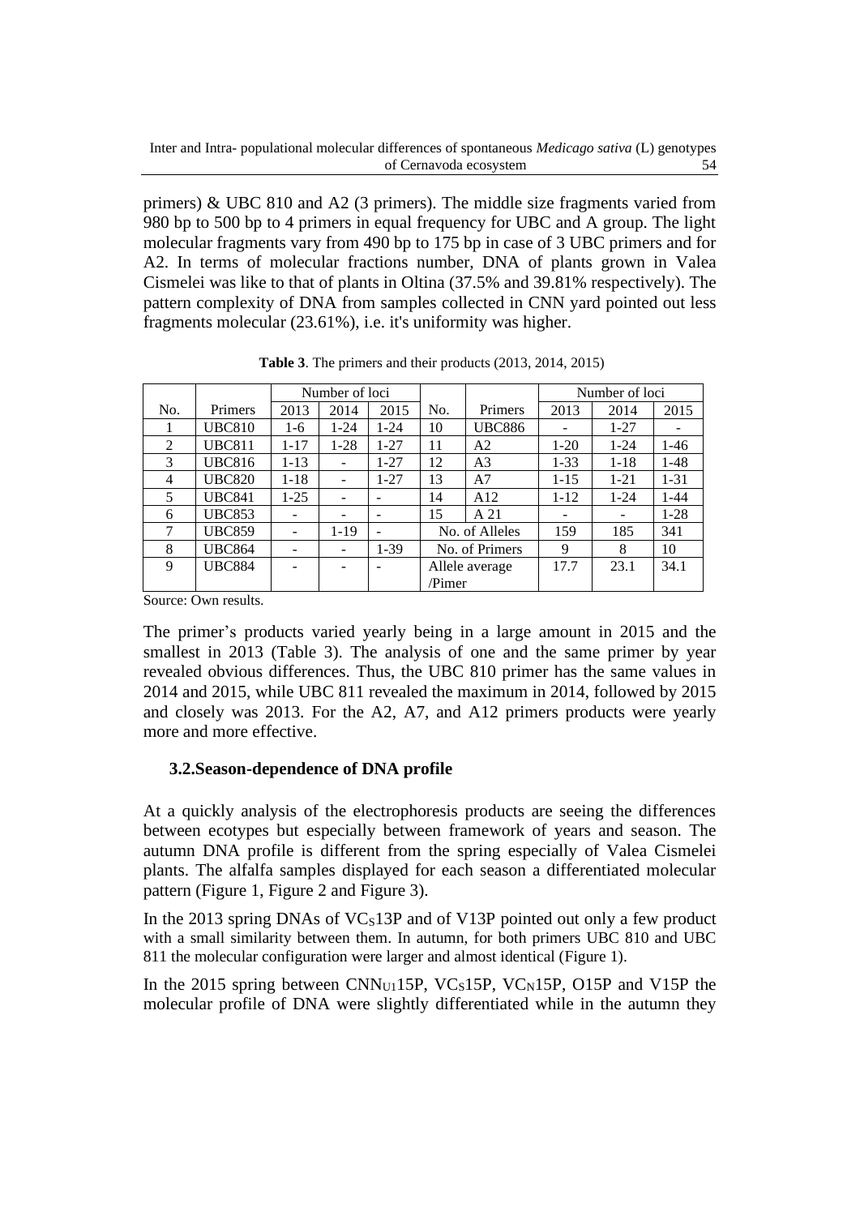primers) & UBC 810 and A2 (3 primers). The middle size fragments varied from 980 bp to 500 bp to 4 primers in equal frequency for UBC and A group. The light molecular fragments vary from 490 bp to 175 bp in case of 3 UBC primers and for A2. In terms of molecular fractions number, DNA of plants grown in Valea Cismelei was like to that of plants in Oltina (37.5% and 39.81% respectively). The pattern complexity of DNA from samples collected in CNN yard pointed out less fragments molecular (23.61%), i.e. it's uniformity was higher.

**Table 3**. The primers and their products (2013, 2014, 2015)

| No. | Primers | Number of loci | | | No. | Primers | Number of loci | | |
|---|---|---|---|---|---|---|---|---|---|
| | | 2013 | 2014 | 2015 | | | 2013 | 2014 | 2015 |
| 1 | UBC810 | 1-6 | 1-24 | 1-24 | 10 | UBC886 | - | 1-27 | - |
| 2 | UBC811 | 1-17 | 1-28 | 1-27 | 11 | A2 | 1-20 | 1-24 | 1-46 |
| 3 | UBC816 | 1-13 | - | 1-27 | 12 | A3 | 1-33 | 1-18 | 1-48 |
| 4 | UBC820 | 1-18 | - | 1-27 | 13 | A7 | 1-15 | 1-21 | 1-31 |
| 5 | UBC841 | 1-25 | - | - | 14 | A12 | 1-12 | 1-24 | 1-44 |
| 6 | UBC853 | - | - | - | 15 | A 21 | - | - | 1-28 |
| 7 | UBC859 | - | 1-19 | - | No. of Alleles | | 159 | 185 | 341 |
| 8 | UBC864 | - | - | 1-39 | No. of Primers | | 9 | 8 | 10 |
| 9 | UBC884 | - | - | - | Allele average /Pimer | | 17.7 | 23.1 | 34.1 |

Source: Own results.

The primer's products varied yearly being in a large amount in 2015 and the smallest in 2013 (Table 3). The analysis of one and the same primer by year revealed obvious differences. Thus, the UBC 810 primer has the same values in 2014 and 2015, while UBC 811 revealed the maximum in 2014, followed by 2015 and closely was 2013. For the A2, A7, and A12 primers products were yearly more and more effective.

### 3.2. Season-dependence of DNA profile

At a quickly analysis of the electrophoresis products are seeing the differences between ecotypes but especially between framework of years and season. The autumn DNA profile is different from the spring especially of Valea Cismelei plants. The alfalfa samples displayed for each season a differentiated molecular pattern (Figure 1, Figure 2 and Figure 3).

In the 2013 spring DNAs of $VC_S13P$ and of V13P pointed out only a few product with a small similarity between them. In autumn, for both primers UBC 810 and UBC 811 the molecular configuration were larger and almost identical (Figure 1).

In the 2015 spring between $CNN_{U1}15P$, $VC_S15P$, $VC_N15P$, O15P and V15P the molecular profile of DNA were slightly differentiated while in the autumn they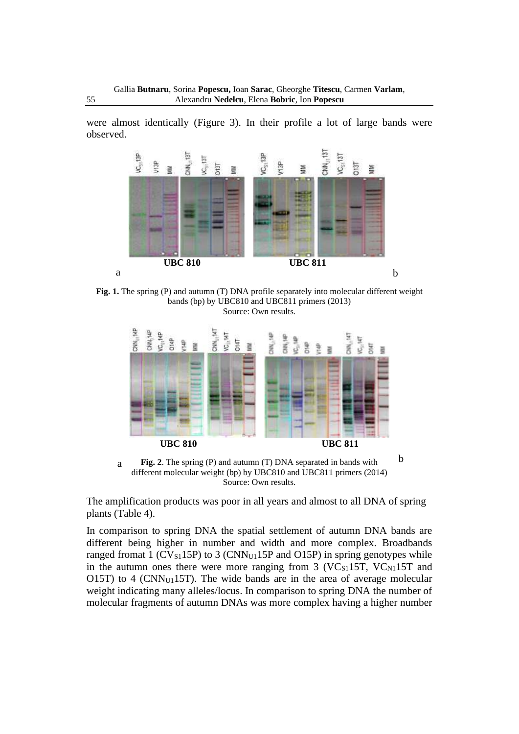were almost identically (Figure 3). In their profile a lot of large bands were observed.

**Fig. 1.** The spring (P) and autumn (T) DNA profile separately into molecular different weight bands (bp) by UBC810 and UBC811 primers (2013)
Source: Own results.

**Fig. 2**. The spring (P) and autumn (T) DNA separated in bands with different molecular weight (bp) by UBC810 and UBC811 primers (2014)
Source: Own results.

The amplification products was poor in all years and almost to all DNA of spring plants (Table 4).

In comparison to spring DNA the spatial settlement of autumn DNA bands are different being higher in number and width and more complex. Broadbands ranged fromat 1 ($CV_{S1}$15P) to 3 ($CNN_{U1}$15P and O15P) in spring genotypes while in the autumn ones there were more ranging from 3 ($VC_{S1}$15T, $VC_{N1}$15T and O15T) to 4 ($CNN_{U1}$15T). The wide bands are in the area of average molecular weight indicating many alleles/locus. In comparison to spring DNA the number of molecular fragments of autumn DNAs was more complex having a higher number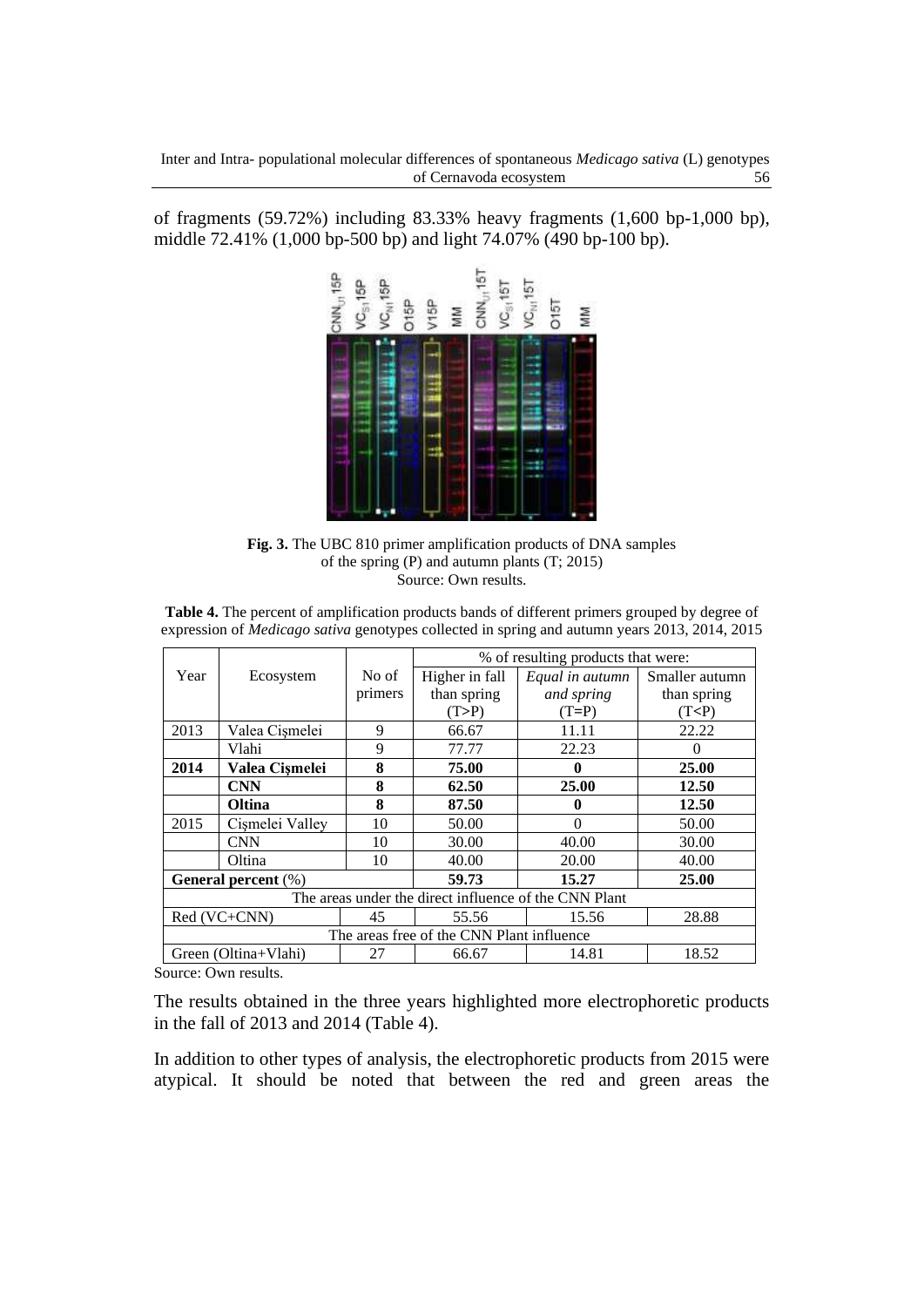of fragments (59.72%) including 83.33% heavy fragments (1,600 bp-1,000 bp), middle 72.41% (1,000 bp-500 bp) and light 74.07% (490 bp-100 bp).

**Fig. 3.** The UBC 810 primer amplification products of DNA samples of the spring (P) and autumn plants (T; 2015)
Source: Own results.

**Table 4.** The percent of amplification products bands of different primers grouped by degree of expression of *Medicago sativa* genotypes collected in spring and autumn years 2013, 2014, 2015

| Year | Ecosystem | No of primers | % of resulting products that were: | | |
|---|---|---|---|---|---|
| | | | Higher in fall than spring (T>P) | *Equal in autumn and spring* (T=P) | Smaller autumn than spring (T<P) |
| 2013 | Valea Cişmelei | 9 | 66.67 | 11.11 | 22.22 |
| | Vlahi | 9 | 77.77 | 22.23 | 0 |
| **2014** | **Valea Cişmelei** | **8** | **75.00** | **0** | **25.00** |
| | **CNN** | **8** | **62.50** | **25.00** | **12.50** |
| | **Oltina** | **8** | **87.50** | **0** | **12.50** |
| 2015 | Cişmelei Valley | 10 | 50.00 | 0 | 50.00 |
| | CNN | 10 | 30.00 | 40.00 | 30.00 |
| | Oltina | 10 | 40.00 | 20.00 | 40.00 |
| **General percent** (%) | | | **59.73** | **15.27** | **25.00** |
| The areas under the direct influence of the CNN Plant | | | | | |
| Red (VC+CNN) | | 45 | 55.56 | 15.56 | 28.88 |
| The areas free of the CNN Plant influence | | | | | |
| Green (Oltina+Vlahi) | | 27 | 66.67 | 14.81 | 18.52 |

Source: Own results.

The results obtained in the three years highlighted more electrophoretic products in the fall of 2013 and 2014 (Table 4).

In addition to other types of analysis, the electrophoretic products from 2015 were atypical. It should be noted that between the red and green areas the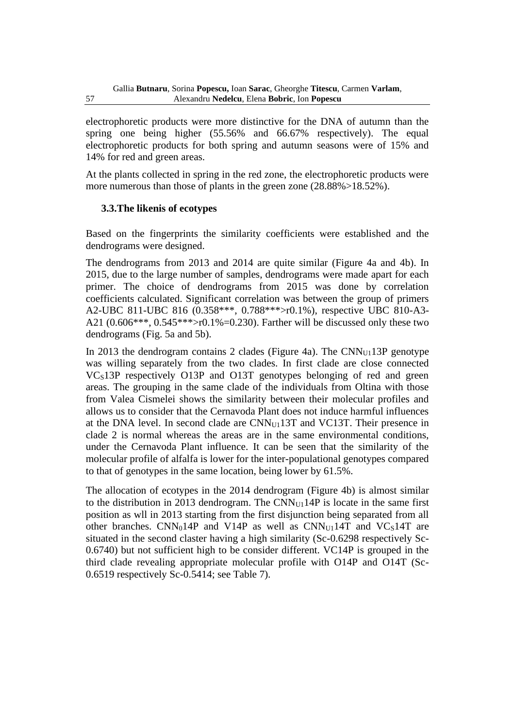electrophoretic products were more distinctive for the DNA of autumn than the spring one being higher (55.56% and 66.67% respectively). The equal electrophoretic products for both spring and autumn seasons were of 15% and 14% for red and green areas.

At the plants collected in spring in the red zone, the electrophoretic products were more numerous than those of plants in the green zone (28.88%>18.52%).

### 3.3.The likenis of ecotypes

Based on the fingerprints the similarity coefficients were established and the dendrograms were designed.

The dendrograms from 2013 and 2014 are quite similar (Figure 4a and 4b). In 2015, due to the large number of samples, dendrograms were made apart for each primer. The choice of dendrograms from 2015 was done by correlation coefficients calculated. Significant correlation was between the group of primers A2-UBC 811-UBC 816 (0.358***, 0.788***>r0.1%), respective UBC 810-A3-A21 (0.606***, 0.545***>r0.1%=0.230). Farther will be discussed only these two dendrograms (Fig. 5a and 5b).

In 2013 the dendrogram contains 2 clades (Figure 4a). The $CNN_{U1}$13P genotype was willing separately from the two clades. In first clade are close connected $VC_S$13P respectively O13P and O13T genotypes belonging of red and green areas. The grouping in the same clade of the individuals from Oltina with those from Valea Cismelei shows the similarity between their molecular profiles and allows us to consider that the Cernavoda Plant does not induce harmful influences at the DNA level. In second clade are $CNN_{U1}$13T and VC13T. Their presence in clade 2 is normal whereas the areas are in the same environmental conditions, under the Cernavoda Plant influence. It can be seen that the similarity of the molecular profile of alfalfa is lower for the inter-populational genotypes compared to that of genotypes in the same location, being lower by 61.5%.

The allocation of ecotypes in the 2014 dendrogram (Figure 4b) is almost similar to the distribution in 2013 dendrogram. The $CNN_{U1}$14P is locate in the same first position as wll in 2013 starting from the first disjunction being separated from all other branches. $CNN_0$14P and V14P as well as $CNN_{U1}$14T and $VC_S$14T are situated in the second claster having a high similarity (Sc-0.6298 respectively Sc-0.6740) but not sufficient high to be consider different. VC14P is grouped in the third clade revealing appropriate molecular profile with O14P and O14T (Sc-0.6519 respectively Sc-0.5414; see Table 7).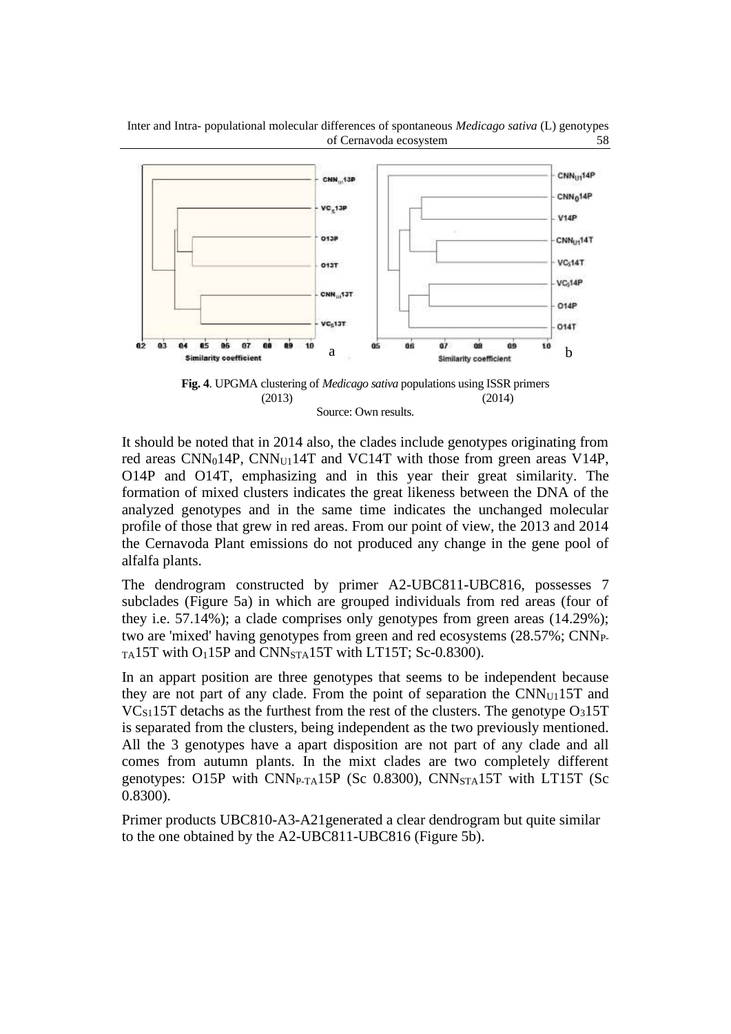**Fig. 4**. UPGMA clustering of *Medicago sativa* populations using ISSR primers (2013) (2014)

Source: Own results.

It should be noted that in 2014 also, the clades include genotypes originating from red areas $CNN_0$14P, $CNN_{U1}$14T and VC14T with those from green areas V14P, O14P and O14T, emphasizing and in this year their great similarity. The formation of mixed clusters indicates the great likeness between the DNA of the analyzed genotypes and in the same time indicates the unchanged molecular profile of those that grew in red areas. From our point of view, the 2013 and 2014 the Cernavoda Plant emissions do not produced any change in the gene pool of alfalfa plants.

The dendrogram constructed by primer A2-UBC811-UBC816, possesses 7 subclades (Figure 5a) in which are grouped individuals from red areas (four of they i.e. 57.14%); a clade comprises only genotypes from green areas (14.29%); two are 'mixed' having genotypes from green and red ecosystems (28.57%; $CNN_{P-TA}$15T with $O_1$15P and $CNN_{STA}$15T with LT15T; Sc-0.8300).

In an appart position are three genotypes that seems to be independent because they are not part of any clade. From the point of separation the $CNN_{U1}$15T and $VC_{S1}$15T detachs as the furthest from the rest of the clusters. The genotype $O_3$15T is separated from the clusters, being independent as the two previously mentioned. All the 3 genotypes have a apart disposition are not part of any clade and all comes from autumn plants. In the mixt clades are two completely different genotypes: O15P with $CNN_{P-TA}$15P (Sc 0.8300), $CNN_{STA}$15T with LT15T (Sc 0.8300).

Primer products UBC810-A3-A21generated a clear dendrogram but quite similar to the one obtained by the A2-UBC811-UBC816 (Figure 5b).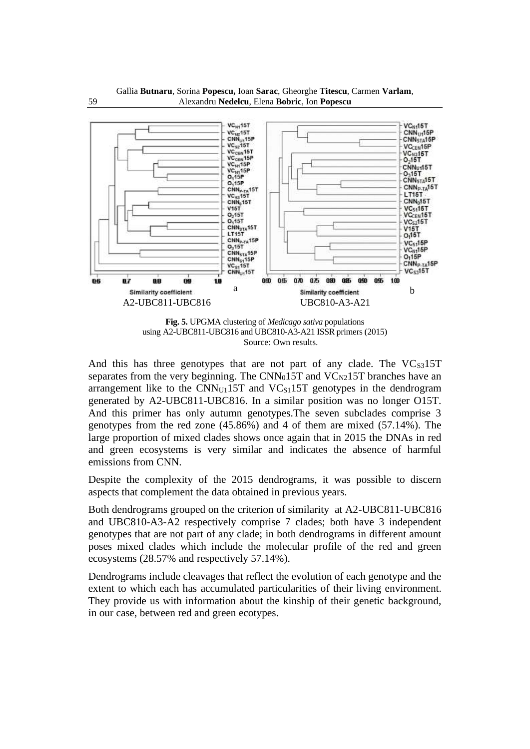Fig. 5. UPGMA clustering of *Medicago sativa* populations using A2-UBC811-UBC816 and UBC810-A3-A21 ISSR primers (2015)
Source: Own results.

And this has three genotypes that are not part of any clade. The $VC_{S3}$15T separates from the very beginning. The $CNN_0$15T and $VC_{N2}$15T branches have an arrangement like to the $CNN_{U1}$15T and $VC_{S1}$15T genotypes in the dendrogram generated by A2-UBC811-UBC816. In a similar position was no longer O15T. And this primer has only autumn genotypes.The seven subclades comprise 3 genotypes from the red zone (45.86%) and 4 of them are mixed (57.14%). The large proportion of mixed clades shows once again that in 2015 the DNAs in red and green ecosystems is very similar and indicates the absence of harmful emissions from CNN.

Despite the complexity of the 2015 dendrograms, it was possible to discern aspects that complement the data obtained in previous years.

Both dendrograms grouped on the criterion of similarity at A2-UBC811-UBC816 and UBC810-A3-A2 respectively comprise 7 clades; both have 3 independent genotypes that are not part of any clade; in both dendrograms in different amount poses mixed clades which include the molecular profile of the red and green ecosystems (28.57% and respectively 57.14%).

Dendrograms include cleavages that reflect the evolution of each genotype and the extent to which each has accumulated particularities of their living environment. They provide us with information about the kinship of their genetic background, in our case, between red and green ecotypes.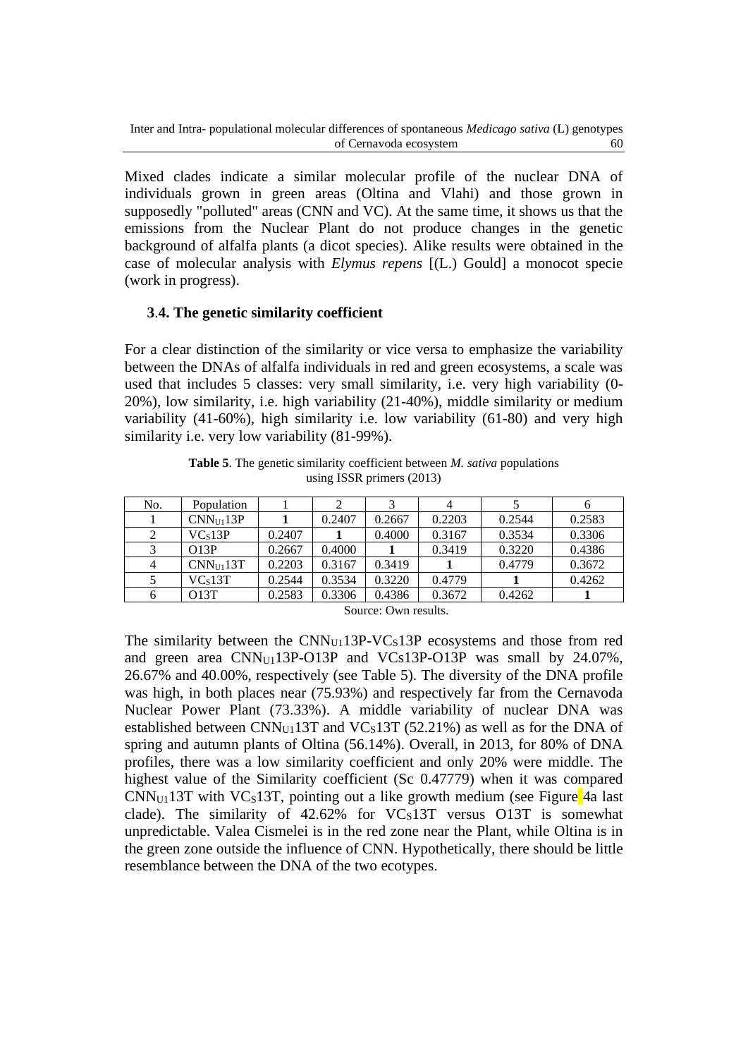Mixed clades indicate a similar molecular profile of the nuclear DNA of individuals grown in green areas (Oltina and Vlahi) and those grown in supposedly "polluted" areas (CNN and VC). At the same time, it shows us that the emissions from the Nuclear Plant do not produce changes in the genetic background of alfalfa plants (a dicot species). Alike results were obtained in the case of molecular analysis with *Elymus repens* [(L.) Gould] a monocot specie (work in progress).

### 3.4. The genetic similarity coefficient

For a clear distinction of the similarity or vice versa to emphasize the variability between the DNAs of alfalfa individuals in red and green ecosystems, a scale was used that includes 5 classes: very small similarity, i.e. very high variability (0-20%), low similarity, i.e. high variability (21-40%), middle similarity or medium variability (41-60%), high similarity i.e. low variability (61-80) and very high similarity i.e. very low variability (81-99%).

**Table 5**. The genetic similarity coefficient between *M. sativa* populations using ISSR primers (2013)

| No. | Population | 1 | 2 | 3 | 4 | 5 | 6 |
|---|---|---|---|---|---|---|---|
| 1 | $CNN_{U1}13P$ | **1** | 0.2407 | 0.2667 | 0.2203 | 0.2544 | 0.2583 |
| 2 | $VC_S13P$ | 0.2407 | **1** | 0.4000 | 0.3167 | 0.3534 | 0.3306 |
| 3 | O13P | 0.2667 | 0.4000 | **1** | 0.3419 | 0.3220 | 0.4386 |
| 4 | $CNN_{U1}13T$ | 0.2203 | 0.3167 | 0.3419 | **1** | 0.4779 | 0.3672 |
| 5 | $VC_S13T$ | 0.2544 | 0.3534 | 0.3220 | 0.4779 | **1** | 0.4262 |
| 6 | O13T | 0.2583 | 0.3306 | 0.4386 | 0.3672 | 0.4262 | **1** |

Source: Own results.

The similarity between the $CNN_{U1}13P$-$VC_S13P$ ecosystems and those from red and green area $CNN_{U1}13P$-O13P and VCs13P-O13P was small by 24.07%, 26.67% and 40.00%, respectively (see Table 5). The diversity of the DNA profile was high, in both places near (75.93%) and respectively far from the Cernavoda Nuclear Power Plant (73.33%). A middle variability of nuclear DNA was established between $CNN_{U1}13T$ and $VC_S13T$ (52.21%) as well as for the DNA of spring and autumn plants of Oltina (56.14%). Overall, in 2013, for 80% of DNA profiles, there was a low similarity coefficient and only 20% were middle. The highest value of the Similarity coefficient (Sc 0.47779) when it was compared $CNN_{U1}13T$ with $VC_S13T$, pointing out a like growth medium (see Figure 4a last clade). The similarity of 42.62% for $VC_S13T$ versus O13T is somewhat unpredictable. Valea Cismelei is in the red zone near the Plant, while Oltina is in the green zone outside the influence of CNN. Hypothetically, there should be little resemblance between the DNA of the two ecotypes.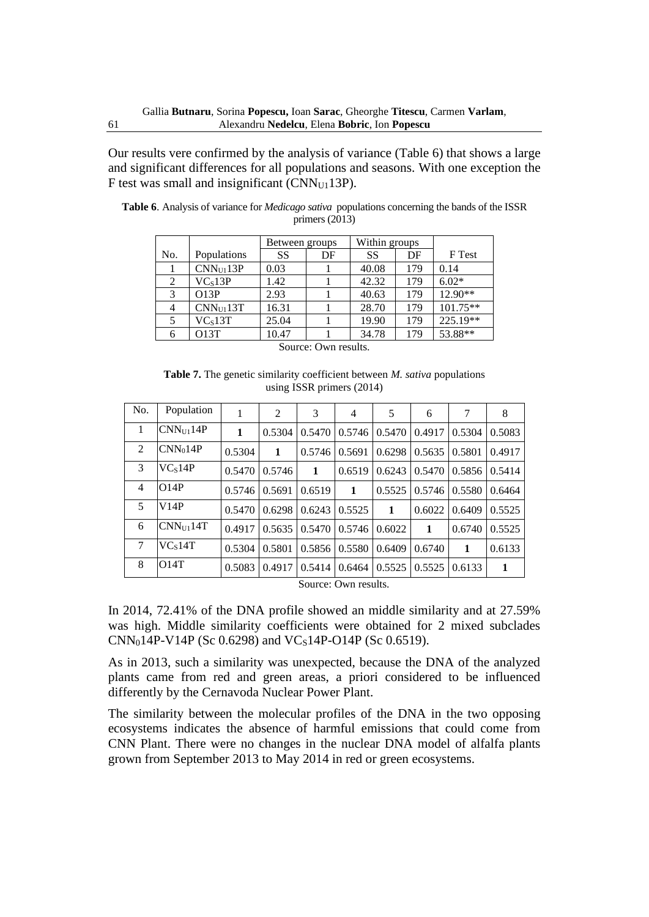Our results vere confirmed by the analysis of variance (Table 6) that shows a large and significant differences for all populations and seasons. With one exception the F test was small and insignificant ($CNN_{U1}13P$).

**Table 6**. Analysis of variance for *Medicago sativa* populations concerning the bands of the ISSR primers (2013)

| | | Between groups | | Within groups | | |
|---|---|---|---|---|---|---|
| No. | Populations | SS | DF | SS | DF | F Test |
| 1 | $CNN_{U1}13P$ | 0.03 | 1 | 40.08 | 179 | 0.14 |
| 2 | $VC_S13P$ | 1.42 | 1 | 42.32 | 179 | 6.02* |
| 3 | O13P | 2.93 | 1 | 40.63 | 179 | 12.90** |
| 4 | $CNN_{U1}13T$ | 16.31 | 1 | 28.70 | 179 | 101.75** |
| 5 | $VC_S13T$ | 25.04 | 1 | 19.90 | 179 | 225.19** |
| 6 | O13T | 10.47 | 1 | 34.78 | 179 | 53.88** |

Source: Own results.

**Table 7.** The genetic similarity coefficient between *M. sativa* populations using ISSR primers (2014)

| No. | Population | 1 | 2 | 3 | 4 | 5 | 6 | 7 | 8 |
|---|---|---|---|---|---|---|---|---|---|
| 1 | $CNN_{U1}14P$ | **1** | 0.5304 | 0.5470 | 0.5746 | 0.5470 | 0.4917 | 0.5304 | 0.5083 |
| 2 | $CNN_0 14P$ | 0.5304 | **1** | 0.5746 | 0.5691 | 0.6298 | 0.5635 | 0.5801 | 0.4917 |
| 3 | $VC_S14P$ | 0.5470 | 0.5746 | **1** | 0.6519 | 0.6243 | 0.5470 | 0.5856 | 0.5414 |
| 4 | O14P | 0.5746 | 0.5691 | 0.6519 | **1** | 0.5525 | 0.5746 | 0.5580 | 0.6464 |
| 5 | V14P | 0.5470 | 0.6298 | 0.6243 | 0.5525 | **1** | 0.6022 | 0.6409 | 0.5525 |
| 6 | $CNN_{U1}14T$ | 0.4917 | 0.5635 | 0.5470 | 0.5746 | 0.6022 | **1** | 0.6740 | 0.5525 |
| 7 | $VC_S14T$ | 0.5304 | 0.5801 | 0.5856 | 0.5580 | 0.6409 | 0.6740 | **1** | 0.6133 |
| 8 | O14T | 0.5083 | 0.4917 | 0.5414 | 0.6464 | 0.5525 | 0.5525 | 0.6133 | **1** |

Source: Own results.

In 2014, 72.41% of the DNA profile showed an middle similarity and at 27.59% was high. Middle similarity coefficients were obtained for 2 mixed subclades $CNN_0 14P$-V14P (Sc 0.6298) and $VC_S14P$-O14P (Sc 0.6519).

As in 2013, such a similarity was unexpected, because the DNA of the analyzed plants came from red and green areas, a priori considered to be influenced differently by the Cernavoda Nuclear Power Plant.

The similarity between the molecular profiles of the DNA in the two opposing ecosystems indicates the absence of harmful emissions that could come from CNN Plant. There were no changes in the nuclear DNA model of alfalfa plants grown from September 2013 to May 2014 in red or green ecosystems.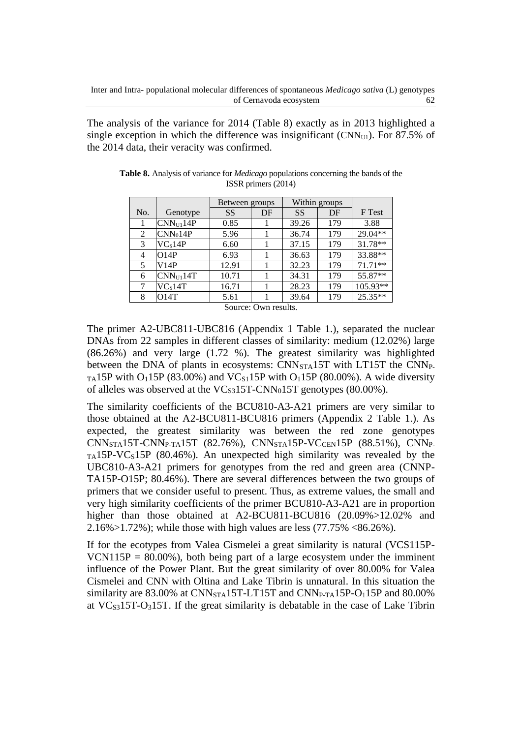The analysis of the variance for 2014 (Table 8) exactly as in 2013 highlighted a single exception in which the difference was insignificant ($CNN_{U1}$). For 87.5% of the 2014 data, their veracity was confirmed.

**Table 8.** Analysis of variance for *Medicago* populations concerning the bands of the ISSR primers (2014)

| | | Between groups | | Within groups | | |
|---|---|---|---|---|---|---|
| No. | Genotype | SS | DF | SS | DF | F Test |
| 1 | $CNN_{U1}$14P | 0.85 | 1 | 39.26 | 179 | 3.88 |
| 2 | $CNN_0$14P | 5.96 | 1 | 36.74 | 179 | 29.04** |
| 3 | $VC_S$14P | 6.60 | 1 | 37.15 | 179 | 31.78** |
| 4 | O14P | 6.93 | 1 | 36.63 | 179 | 33.88** |
| 5 | V14P | 12.91 | 1 | 32.23 | 179 | 71.71** |
| 6 | $CNN_{U1}$14T | 10.71 | 1 | 34.31 | 179 | 55.87** |
| 7 | $VC_S$14T | 16.71 | 1 | 28.23 | 179 | 105.93** |
| 8 | O14T | 5.61 | 1 | 39.64 | 179 | 25.35** |

Source: Own results.

The primer A2-UBC811-UBC816 (Appendix 1 Table 1.), separated the nuclear DNAs from 22 samples in different classes of similarity: medium (12.02%) large (86.26%) and very large (1.72 %). The greatest similarity was highlighted between the DNA of plants in ecosystems: $CNN_{STA}$15T with LT15T the $CNN_{P-TA}$15P with $O_1$15P (83.00%) and $VC_{S1}$15P with $O_1$15P (80.00%). A wide diversity of alleles was observed at the $VC_{S3}$15T-$CNN_0$15T genotypes (80.00%).

The similarity coefficients of the BCU810-A3-A21 primers are very similar to those obtained at the A2-BCU811-BCU816 primers (Appendix 2 Table 1.). As expected, the greatest similarity was between the red zone genotypes $CNN_{STA}$15T-$CNN_{P-TA}$15T (82.76%), $CNN_{STA}$15P-$VC_{CEN}$15P (88.51%), $CNN_{P-TA}$15P-$VC_S$15P (80.46%). An unexpected high similarity was revealed by the UBC810-A3-A21 primers for genotypes from the red and green area (CNNP-TA15P-O15P; 80.46%). There are several differences between the two groups of primers that we consider useful to present. Thus, as extreme values, the small and very high similarity coefficients of the primer BCU810-A3-A21 are in proportion higher than those obtained at A2-BCU811-BCU816 (20.09%>12.02% and 2.16%>1.72%); while those with high values are less (77.75% <86.26%).

If for the ecotypes from Valea Cismelei a great similarity is natural (VCS115P-VCN115P = 80.00%), both being part of a large ecosystem under the imminent influence of the Power Plant. But the great similarity of over 80.00% for Valea Cismelei and CNN with Oltina and Lake Tibrin is unnatural. In this situation the similarity are 83.00% at $CNN_{STA}$15T-LT15T and $CNN_{P-TA}$15P-$O_1$15P and 80.00% at $VC_{S3}$15T-$O_3$15T. If the great similarity is debatable in the case of Lake Tibrin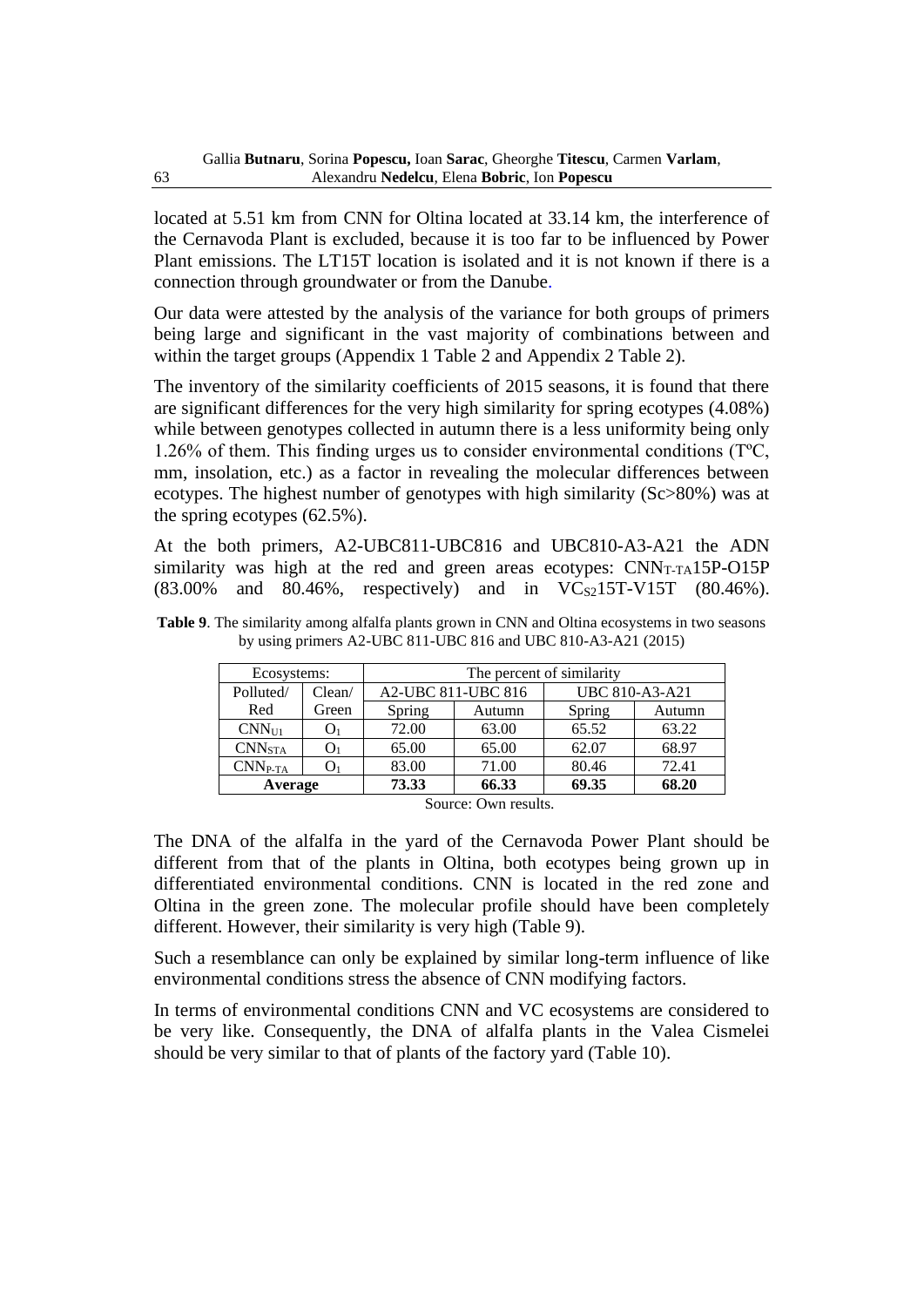located at 5.51 km from CNN for Oltina located at 33.14 km, the interference of the Cernavoda Plant is excluded, because it is too far to be influenced by Power Plant emissions. The LT15T location is isolated and it is not known if there is a connection through groundwater or from the Danube.

Our data were attested by the analysis of the variance for both groups of primers being large and significant in the vast majority of combinations between and within the target groups (Appendix 1 Table 2 and Appendix 2 Table 2).

The inventory of the similarity coefficients of 2015 seasons, it is found that there are significant differences for the very high similarity for spring ecotypes (4.08%) while between genotypes collected in autumn there is a less uniformity being only 1.26% of them. This finding urges us to consider environmental conditions (TºC, mm, insolation, etc.) as a factor in revealing the molecular differences between ecotypes. The highest number of genotypes with high similarity (Sc>80%) was at the spring ecotypes (62.5%).

At the both primers, A2-UBC811-UBC816 and UBC810-A3-A21 the ADN similarity was high at the red and green areas ecotypes: $CNN_{T-TA}$15P-O15P (83.00% and 80.46%, respectively) and in $VC_{S2}$15T-V15T (80.46%).

**Table 9**. The similarity among alfalfa plants grown in CNN and Oltina ecosystems in two seasons by using primers A2-UBC 811-UBC 816 and UBC 810-A3-A21 (2015)

| Ecosystems: | | The percent of similarity | | | |
|---|---|---|---|---|---|
| Polluted/ Red | Clean/ Green | A2-UBC 811-UBC 816 | | UBC 810-A3-A21 | |
| | | Spring | Autumn | Spring | Autumn |
| $CNN_{U1}$ | $O_1$ | 72.00 | 63.00 | 65.52 | 63.22 |
| $CNN_{STA}$ | $O_1$ | 65.00 | 65.00 | 62.07 | 68.97 |
| $CNN_{P-TA}$ | $O_1$ | 83.00 | 71.00 | 80.46 | 72.41 |
| **Average** | | **73.33** | **66.33** | **69.35** | **68.20** |

Source: Own results.

The DNA of the alfalfa in the yard of the Cernavoda Power Plant should be different from that of the plants in Oltina, both ecotypes being grown up in differentiated environmental conditions. CNN is located in the red zone and Oltina in the green zone. The molecular profile should have been completely different. However, their similarity is very high (Table 9).

Such a resemblance can only be explained by similar long-term influence of like environmental conditions stress the absence of CNN modifying factors.

In terms of environmental conditions CNN and VC ecosystems are considered to be very like. Consequently, the DNA of alfalfa plants in the Valea Cismelei should be very similar to that of plants of the factory yard (Table 10).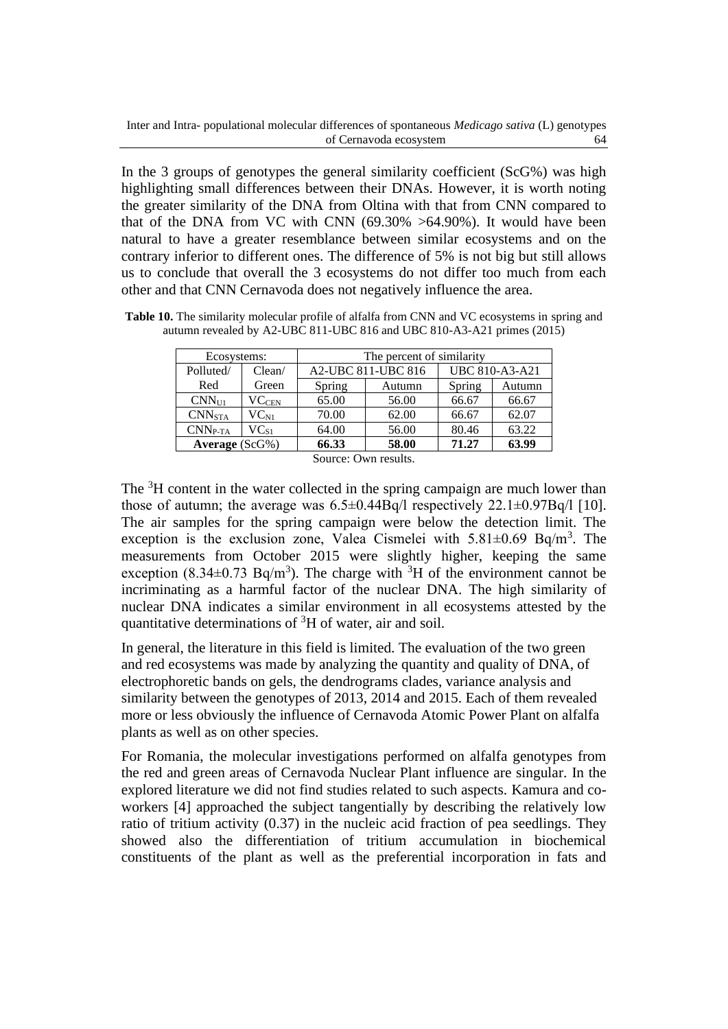In the 3 groups of genotypes the general similarity coefficient (ScG%) was high highlighting small differences between their DNAs. However, it is worth noting the greater similarity of the DNA from Oltina with that from CNN compared to that of the DNA from VC with CNN (69.30% >64.90%). It would have been natural to have a greater resemblance between similar ecosystems and on the contrary inferior to different ones. The difference of 5% is not big but still allows us to conclude that overall the 3 ecosystems do not differ too much from each other and that CNN Cernavoda does not negatively influence the area.

**Table 10.** The similarity molecular profile of alfalfa from CNN and VC ecosystems in spring and autumn revealed by A2-UBC 811-UBC 816 and UBC 810-A3-A21 primes (2015)

| Ecosystems: | | The percent of similarity | | | |
|---|---|---|---|---|---|
| Polluted/ Red | Clean/ Green | A2-UBC 811-UBC 816 | | UBC 810-A3-A21 | |
| | | Spring | Autumn | Spring | Autumn |
| $CNN_{U1}$ | $VC_{CEN}$ | 65.00 | 56.00 | 66.67 | 66.67 |
| $CNN_{STA}$ | $VC_{N1}$ | 70.00 | 62.00 | 66.67 | 62.07 |
| $CNN_{P-TA}$ | $VC_{S1}$ | 64.00 | 56.00 | 80.46 | 63.22 |
| **Average** (ScG%) | | **66.33** | **58.00** | **71.27** | **63.99** |

Source: Own results.

The $^3H$ content in the water collected in the spring campaign are much lower than those of autumn; the average was 6.5±0.44Bq/l respectively 22.1±0.97Bq/l [10]. The air samples for the spring campaign were below the detection limit. The exception is the exclusion zone, Valea Cismelei with 5.81±0.69 Bq/m$^3$. The measurements from October 2015 were slightly higher, keeping the same exception (8.34±0.73 Bq/m$^3$). The charge with $^3H$ of the environment cannot be incriminating as a harmful factor of the nuclear DNA. The high similarity of nuclear DNA indicates a similar environment in all ecosystems attested by the quantitative determinations of $^3H$ of water, air and soil.

In general, the literature in this field is limited. The evaluation of the two green and red ecosystems was made by analyzing the quantity and quality of DNA, of electrophoretic bands on gels, the dendrograms clades, variance analysis and similarity between the genotypes of 2013, 2014 and 2015. Each of them revealed more or less obviously the influence of Cernavoda Atomic Power Plant on alfalfa plants as well as on other species.

For Romania, the molecular investigations performed on alfalfa genotypes from the red and green areas of Cernavoda Nuclear Plant influence are singular. In the explored literature we did not find studies related to such aspects. Kamura and co-workers [4] approached the subject tangentially by describing the relatively low ratio of tritium activity (0.37) in the nucleic acid fraction of pea seedlings. They showed also the differentiation of tritium accumulation in biochemical constituents of the plant as well as the preferential incorporation in fats and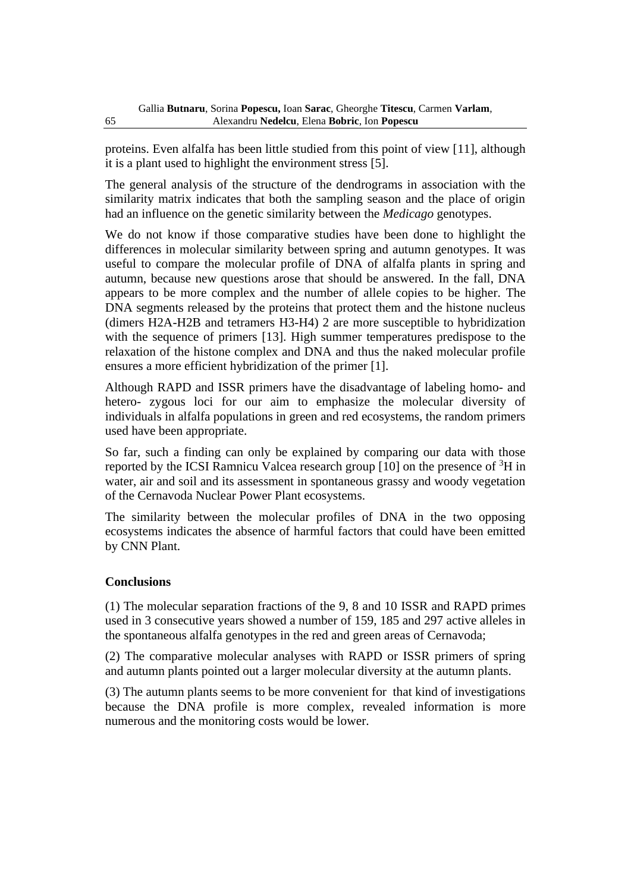proteins. Even alfalfa has been little studied from this point of view [11], although it is a plant used to highlight the environment stress [5].

The general analysis of the structure of the dendrograms in association with the similarity matrix indicates that both the sampling season and the place of origin had an influence on the genetic similarity between the *Medicago* genotypes.

We do not know if those comparative studies have been done to highlight the differences in molecular similarity between spring and autumn genotypes. It was useful to compare the molecular profile of DNA of alfalfa plants in spring and autumn, because new questions arose that should be answered. In the fall, DNA appears to be more complex and the number of allele copies to be higher. The DNA segments released by the proteins that protect them and the histone nucleus (dimers H2A-H2B and tetramers H3-H4) 2 are more susceptible to hybridization with the sequence of primers [13]. High summer temperatures predispose to the relaxation of the histone complex and DNA and thus the naked molecular profile ensures a more efficient hybridization of the primer [1].

Although RAPD and ISSR primers have the disadvantage of labeling homo- and hetero- zygous loci for our aim to emphasize the molecular diversity of individuals in alfalfa populations in green and red ecosystems, the random primers used have been appropriate.

So far, such a finding can only be explained by comparing our data with those reported by the ICSI Ramnicu Valcea research group [10] on the presence of $^{3}H$ in water, air and soil and its assessment in spontaneous grassy and woody vegetation of the Cernavoda Nuclear Power Plant ecosystems.

The similarity between the molecular profiles of DNA in the two opposing ecosystems indicates the absence of harmful factors that could have been emitted by CNN Plant.

## Conclusions

(1) The molecular separation fractions of the 9, 8 and 10 ISSR and RAPD primes used in 3 consecutive years showed a number of 159, 185 and 297 active alleles in the spontaneous alfalfa genotypes in the red and green areas of Cernavoda;

(2) The comparative molecular analyses with RAPD or ISSR primers of spring and autumn plants pointed out a larger molecular diversity at the autumn plants.

(3) The autumn plants seems to be more convenient for that kind of investigations because the DNA profile is more complex, revealed information is more numerous and the monitoring costs would be lower.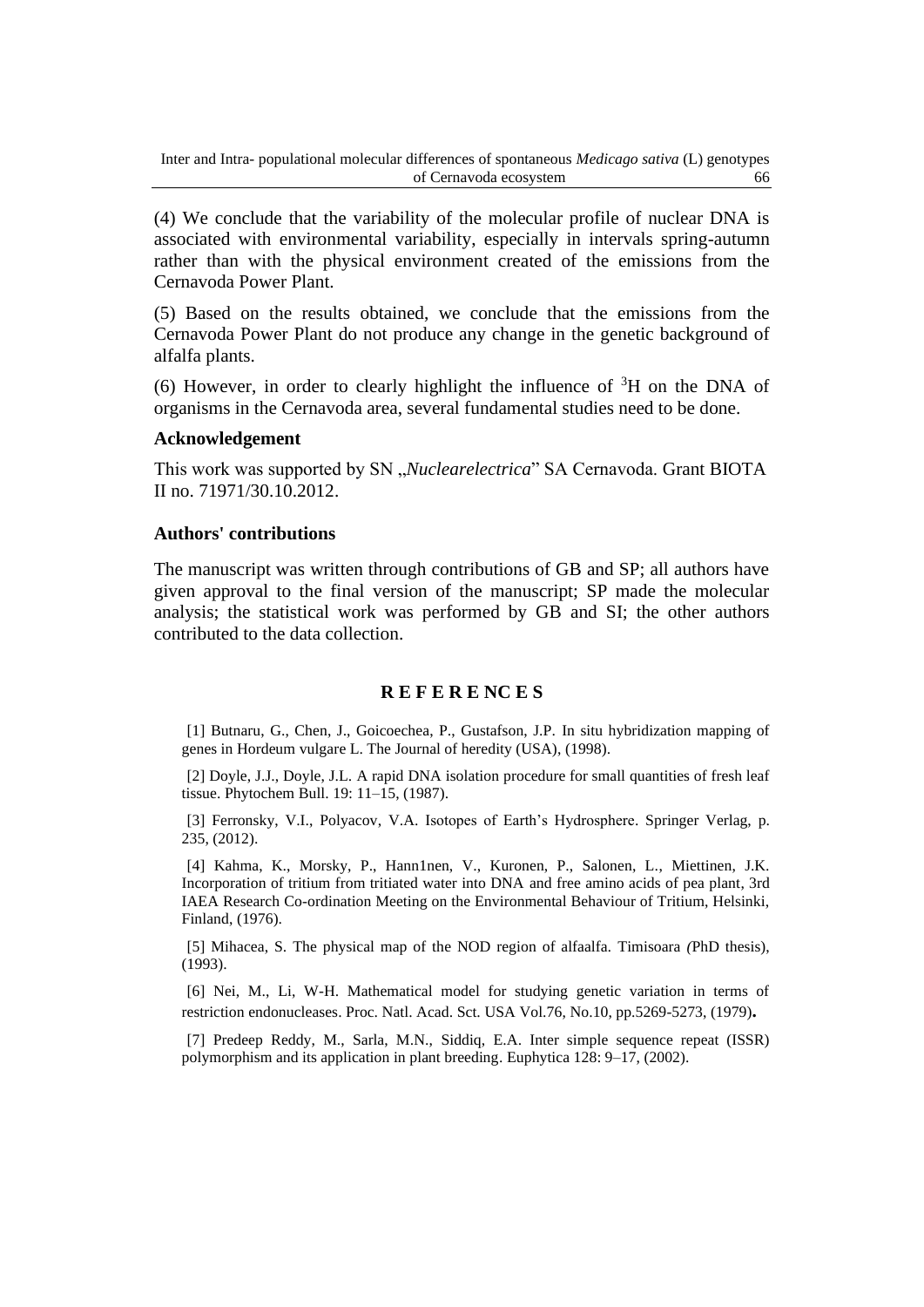(4) We conclude that the variability of the molecular profile of nuclear DNA is associated with environmental variability, especially in intervals spring-autumn rather than with the physical environment created of the emissions from the Cernavoda Power Plant.

(5) Based on the results obtained, we conclude that the emissions from the Cernavoda Power Plant do not produce any change in the genetic background of alfalfa plants.

(6) However, in order to clearly highlight the influence of $^3H$ on the DNA of organisms in the Cernavoda area, several fundamental studies need to be done.

### Acknowledgement

This work was supported by SN „*Nuclearelectrica*" SA Cernavoda. Grant BIOTA II no. 71971/30.10.2012.

### Authors' contributions

The manuscript was written through contributions of GB and SP; all authors have given approval to the final version of the manuscript; SP made the molecular analysis; the statistical work was performed by GB and SI; the other authors contributed to the data collection.

## R E F E R E NC E S

[1] Butnaru, G., Chen, J., Goicoechea, P., Gustafson, J.P. In situ hybridization mapping of genes in Hordeum vulgare L. The Journal of heredity (USA), (1998).

[2] Doyle, J.J., Doyle, J.L. A rapid DNA isolation procedure for small quantities of fresh leaf tissue. Phytochem Bull. 19: 11–15, (1987).

[3] Ferronsky, V.I., Polyacov, V.A. Isotopes of Earth's Hydrosphere. Springer Verlag, p. 235, (2012).

[4] Kahma, K., Morsky, P., Hann1nen, V., Kuronen, P., Salonen, L., Miettinen, J.K. Incorporation of tritium from tritiated water into DNA and free amino acids of pea plant, 3rd IAEA Research Co-ordination Meeting on the Environmental Behaviour of Tritium, Helsinki, Finland, (1976).

[5] Mihacea, S. The physical map of the NOD region of alfaalfa. Timisoara *(*PhD thesis), (1993).

[6] Nei, M., Li, W-H. Mathematical model for studying genetic variation in terms of restriction endonucleases. Proc. Natl. Acad. Sct. USA Vol.76, No.10, pp.5269-5273, (1979)**.**

[7] Predeep Reddy, M., Sarla, M.N., Siddiq, E.A. Inter simple sequence repeat (ISSR) polymorphism and its application in plant breeding. Euphytica 128: 9–17, (2002).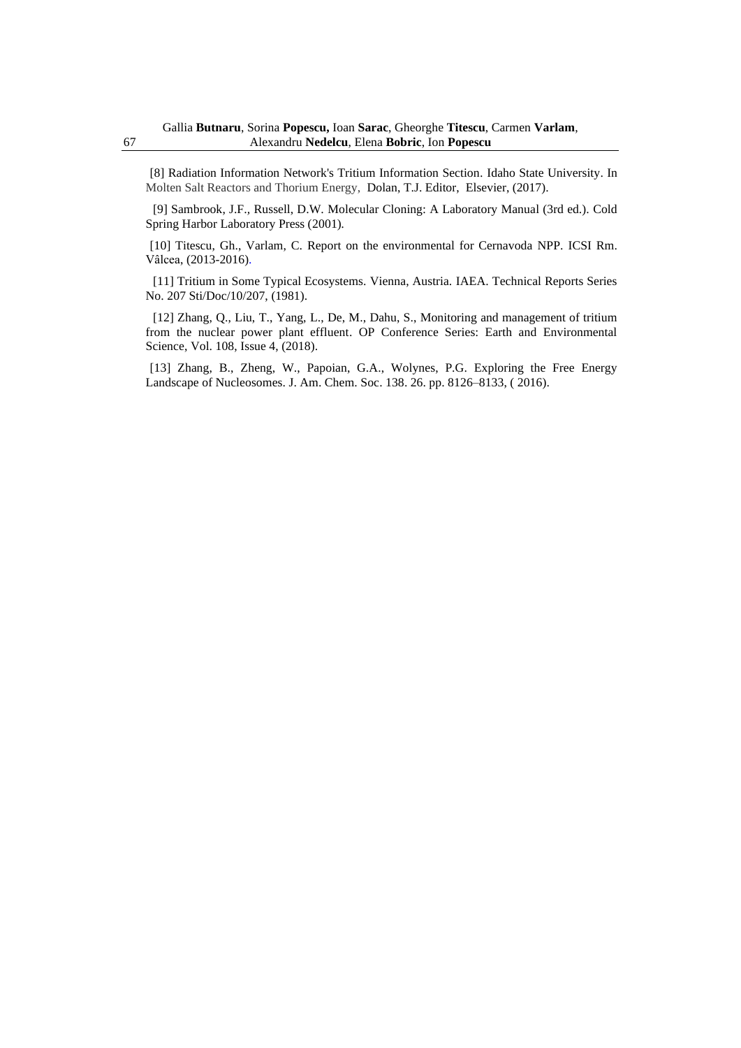[8] Radiation Information Network's Tritium Information Section. Idaho State University. In Molten Salt Reactors and Thorium Energy, Dolan, T.J. Editor, Elsevier, (2017).

[9] Sambrook, J.F., Russell, D.W. Molecular Cloning: A Laboratory Manual (3rd ed.). Cold Spring Harbor Laboratory Press (2001).

[10] Titescu, Gh., Varlam, C. Report on the environmental for Cernavoda NPP. ICSI Rm. Vâlcea, (2013-2016).

[11] Tritium in Some Typical Ecosystems. Vienna, Austria. IAEA. Technical Reports Series No. 207 Sti/Doc/10/207, (1981).

[12] Zhang, Q., Liu, T., Yang, L., De, M., Dahu, S., Monitoring and management of tritium from the nuclear power plant effluent. OP Conference Series: Earth and Environmental Science, Vol. 108, Issue 4, (2018).

[13] Zhang, B., Zheng, W., Papoian, G.A., Wolynes, P.G. Exploring the Free Energy Landscape of Nucleosomes. J. Am. Chem. Soc. 138. 26. pp. 8126–8133, ( 2016).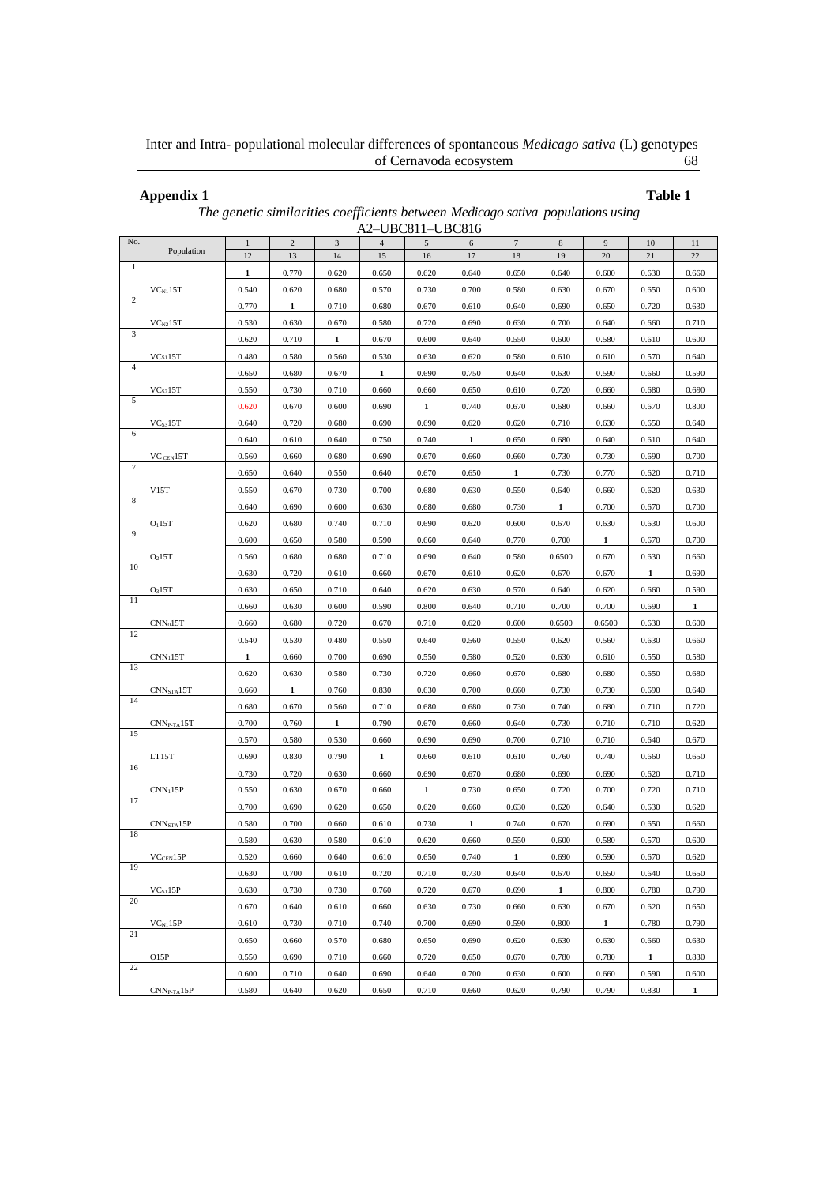## Appendix 1

**Table 1**

*The genetic similarities coefficients between Medicago sativa populations using A2–UBC811–UBC816*

| No. | Population | 1<br>12 | 2<br>13 | 3<br>14 | 4<br>15 | 5<br>16 | 6<br>17 | 7<br>18 | 8<br>19 | 9<br>20 | 10<br>21 | 11<br>22 |
|---|---|---|---|---|---|---|---|---|---|---|---|---|
| 1 | | **1** | 0.770 | 0.620 | 0.650 | 0.620 | 0.640 | 0.650 | 0.640 | 0.600 | 0.630 | 0.660 |
| | $VC_{N1}15T$ | 0.540 | 0.620 | 0.680 | 0.570 | 0.730 | 0.700 | 0.580 | 0.630 | 0.670 | 0.650 | 0.600 |
| 2 | | 0.770 | **1** | 0.710 | 0.680 | 0.670 | 0.610 | 0.640 | 0.690 | 0.650 | 0.720 | 0.630 |
| | $VC_{N2}15T$ | 0.530 | 0.630 | 0.670 | 0.580 | 0.720 | 0.690 | 0.630 | 0.700 | 0.640 | 0.660 | 0.710 |
| 3 | | 0.620 | 0.710 | **1** | 0.670 | 0.600 | 0.640 | 0.550 | 0.600 | 0.580 | 0.610 | 0.600 |
| | $VC_{S1}15T$ | 0.480 | 0.580 | 0.560 | 0.530 | 0.630 | 0.620 | 0.580 | 0.610 | 0.610 | 0.570 | 0.640 |
| 4 | | 0.650 | 0.680 | 0.670 | **1** | 0.690 | 0.750 | 0.640 | 0.630 | 0.590 | 0.660 | 0.590 |
| | $VC_{S2}15T$ | 0.550 | 0.730 | 0.710 | 0.660 | 0.660 | 0.650 | 0.610 | 0.720 | 0.660 | 0.680 | 0.690 |
| 5 | | 0.620 | 0.670 | 0.600 | 0.690 | **1** | 0.740 | 0.670 | 0.680 | 0.660 | 0.670 | 0.800 |
| | $VC_{S3}15T$ | 0.640 | 0.720 | 0.680 | 0.690 | 0.690 | 0.620 | 0.620 | 0.710 | 0.630 | 0.650 | 0.640 |
| 6 | | 0.640 | 0.610 | 0.640 | 0.750 | 0.740 | **1** | 0.650 | 0.680 | 0.640 | 0.610 | 0.640 |
| | $VC_{CEN}15T$ | 0.560 | 0.660 | 0.680 | 0.690 | 0.670 | 0.660 | 0.660 | 0.730 | 0.730 | 0.690 | 0.700 |
| 7 | | 0.650 | 0.640 | 0.550 | 0.640 | 0.670 | 0.650 | **1** | 0.730 | 0.770 | 0.620 | 0.710 |
| | V15T | 0.550 | 0.670 | 0.730 | 0.700 | 0.680 | 0.630 | 0.550 | 0.640 | 0.660 | 0.620 | 0.630 |
| 8 | | 0.640 | 0.690 | 0.600 | 0.630 | 0.680 | 0.680 | 0.730 | **1** | 0.700 | 0.670 | 0.700 |
| | $O_1 15T$ | 0.620 | 0.680 | 0.740 | 0.710 | 0.690 | 0.620 | 0.600 | 0.670 | 0.630 | 0.630 | 0.600 |
| 9 | | 0.600 | 0.650 | 0.580 | 0.590 | 0.660 | 0.640 | 0.770 | 0.700 | **1** | 0.670 | 0.700 |
| | $O_2 15T$ | 0.560 | 0.680 | 0.680 | 0.710 | 0.690 | 0.640 | 0.580 | 0.6500 | 0.670 | 0.630 | 0.660 |
| 10 | | 0.630 | 0.720 | 0.610 | 0.660 | 0.670 | 0.610 | 0.620 | 0.670 | 0.670 | **1** | 0.690 |
| | $O_3 15T$ | 0.630 | 0.650 | 0.710 | 0.640 | 0.620 | 0.630 | 0.570 | 0.640 | 0.620 | 0.660 | 0.590 |
| 11 | | 0.660 | 0.630 | 0.600 | 0.590 | 0.800 | 0.640 | 0.710 | 0.700 | 0.700 | 0.690 | **1** |
| | $CNN_0 15T$ | 0.660 | 0.680 | 0.720 | 0.670 | 0.710 | 0.620 | 0.600 | 0.6500 | 0.6500 | 0.630 | 0.600 |
| 12 | | 0.540 | 0.530 | 0.480 | 0.550 | 0.640 | 0.560 | 0.550 | 0.620 | 0.560 | 0.630 | 0.660 |
| | $CNN_1 15T$ | **1** | 0.660 | 0.700 | 0.690 | 0.550 | 0.580 | 0.520 | 0.630 | 0.610 | 0.550 | 0.580 |
| 13 | | 0.620 | 0.630 | 0.580 | 0.730 | 0.720 | 0.660 | 0.670 | 0.680 | 0.680 | 0.650 | 0.680 |
| | $CNN_{STA}15T$ | 0.660 | **1** | 0.760 | 0.830 | 0.630 | 0.700 | 0.660 | 0.730 | 0.730 | 0.690 | 0.640 |
| 14 | | 0.680 | 0.670 | 0.560 | 0.710 | 0.680 | 0.680 | 0.730 | 0.740 | 0.680 | 0.710 | 0.720 |
| | $CNN_{P\text{-}TA}15T$ | 0.700 | 0.760 | **1** | 0.790 | 0.670 | 0.660 | 0.640 | 0.730 | 0.710 | 0.710 | 0.620 |
| 15 | | 0.570 | 0.580 | 0.530 | 0.660 | 0.690 | 0.690 | 0.700 | 0.710 | 0.710 | 0.640 | 0.670 |
| | LT15T | 0.690 | 0.830 | 0.790 | **1** | 0.660 | 0.610 | 0.610 | 0.760 | 0.740 | 0.660 | 0.650 |
| 16 | | 0.730 | 0.720 | 0.630 | 0.660 | 0.690 | 0.670 | 0.680 | 0.690 | 0.690 | 0.620 | 0.710 |
| | $CNN_1 15P$ | 0.550 | 0.630 | 0.670 | 0.660 | **1** | 0.730 | 0.650 | 0.720 | 0.700 | 0.720 | 0.710 |
| 17 | | 0.700 | 0.690 | 0.620 | 0.650 | 0.620 | 0.660 | 0.630 | 0.620 | 0.640 | 0.630 | 0.620 |
| | $CNN_{STA}15P$ | 0.580 | 0.700 | 0.660 | 0.610 | 0.730 | **1** | 0.740 | 0.670 | 0.690 | 0.650 | 0.660 |
| 18 | | 0.580 | 0.630 | 0.580 | 0.610 | 0.620 | 0.660 | 0.550 | 0.600 | 0.580 | 0.570 | 0.600 |
| | $VC_{CEN}15P$ | 0.520 | 0.660 | 0.640 | 0.610 | 0.650 | 0.740 | **1** | 0.690 | 0.590 | 0.670 | 0.620 |
| 19 | | 0.630 | 0.700 | 0.610 | 0.720 | 0.710 | 0.730 | 0.640 | 0.670 | 0.650 | 0.640 | 0.650 |
| | $VC_{S1}15P$ | 0.630 | 0.730 | 0.730 | 0.760 | 0.720 | 0.670 | 0.690 | **1** | 0.800 | 0.780 | 0.790 |
| 20 | | 0.670 | 0.640 | 0.610 | 0.660 | 0.630 | 0.730 | 0.660 | 0.630 | 0.670 | 0.620 | 0.650 |
| | $VC_{N1}15P$ | 0.610 | 0.730 | 0.710 | 0.740 | 0.700 | 0.690 | 0.590 | 0.800 | **1** | 0.780 | 0.790 |
| 21 | | 0.650 | 0.660 | 0.570 | 0.680 | 0.650 | 0.690 | 0.620 | 0.630 | 0.630 | 0.660 | 0.630 |
| | O15P | 0.550 | 0.690 | 0.710 | 0.660 | 0.720 | 0.650 | 0.670 | 0.780 | 0.780 | **1** | 0.830 |
| 22 | | 0.600 | 0.710 | 0.640 | 0.690 | 0.640 | 0.700 | 0.630 | 0.600 | 0.660 | 0.590 | 0.600 |
| | $CNN_{P\text{-}TA}15P$ | 0.580 | 0.640 | 0.620 | 0.650 | 0.710 | 0.660 | 0.620 | 0.790 | 0.790 | 0.830 | **1** |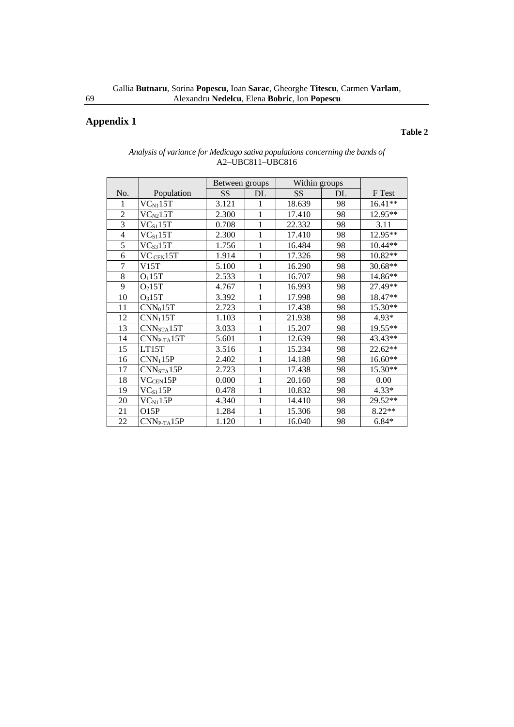## Appendix 1

**Table 2**

*Analysis of variance for Medicago sativa populations concerning the bands of* A2–UBC811–UBC816

| No. | Population | Between groups | | Within groups | | F Test |
|---|---|---|---|---|---|---|
| | | SS | DL | SS | DL | |
| 1 | $VC_{N1}15T$ | 3.121 | 1 | 18.639 | 98 | 16.41** |
| 2 | $VC_{N2}15T$ | 2.300 | 1 | 17.410 | 98 | 12.95** |
| 3 | $VC_{S1}15T$ | 0.708 | 1 | 22.332 | 98 | 3.11 |
| 4 | $VC_{S1}15T$ | 2.300 | 1 | 17.410 | 98 | 12.95** |
| 5 | $VC_{S3}15T$ | 1.756 | 1 | 16.484 | 98 | 10.44** |
| 6 | $VC_{CEN}15T$ | 1.914 | 1 | 17.326 | 98 | 10.82** |
| 7 | V15T | 5.100 | 1 | 16.290 | 98 | 30.68** |
| 8 | $O_{1}15T$ | 2.533 | 1 | 16.707 | 98 | 14.86** |
| 9 | $O_{2}15T$ | 4.767 | 1 | 16.993 | 98 | 27.49** |
| 10 | $O_{3}15T$ | 3.392 | 1 | 17.998 | 98 | 18.47** |
| 11 | $CNN_{0}15T$ | 2.723 | 1 | 17.438 | 98 | 15.30** |
| 12 | $CNN_{1}15T$ | 1.103 | 1 | 21.938 | 98 | 4.93* |
| 13 | $CNN_{STA}15T$ | 3.033 | 1 | 15.207 | 98 | 19.55** |
| 14 | $CNN_{P\text{-}TA}15T$ | 5.601 | 1 | 12.639 | 98 | 43.43** |
| 15 | LT15T | 3.516 | 1 | 15.234 | 98 | 22.62** |
| 16 | $CNN_{1}15P$ | 2.402 | 1 | 14.188 | 98 | 16.60** |
| 17 | $CNN_{STA}15P$ | 2.723 | 1 | 17.438 | 98 | 15.30** |
| 18 | $VC_{CEN}15P$ | 0.000 | 1 | 20.160 | 98 | 0.00 |
| 19 | $VC_{S1}15P$ | 0.478 | 1 | 10.832 | 98 | 4.33* |
| 20 | $VC_{N1}15P$ | 4.340 | 1 | 14.410 | 98 | 29.52** |
| 21 | O15P | 1.284 | 1 | 15.306 | 98 | 8.22** |
| 22 | $CNN_{P\text{-}TA}15P$ | 1.120 | 1 | 16.040 | 98 | 6.84* |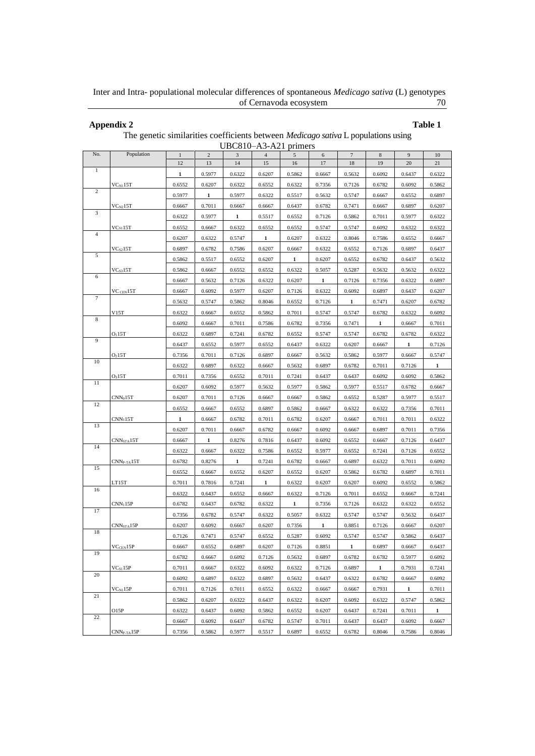**Appendix 2** **Table 1**

The genetic similarities coefficients between *Medicago sativa* L populations using UBC810–A3-A21 primers

| No. | Population | 1 | 2 | 3 | 4 | 5 | 6 | 7 | 8 | 9 | 10 |
|---|---|---|---|---|---|---|---|---|---|---|---|
| | | 12 | 13 | 14 | 15 | 16 | 17 | 18 | 19 | 20 | 21 |
| 1 | | **1** | 0.5977 | 0.6322 | 0.6207 | 0.5862 | 0.6667 | 0.5632 | 0.6092 | 0.6437 | 0.6322 |
| | $VC_{N1}15T$ | 0.6552 | 0.6207 | 0.6322 | 0.6552 | 0.6322 | 0.7356 | 0.7126 | 0.6782 | 0.6092 | 0.5862 |
| 2 | | 0.5977 | **1** | 0.5977 | 0.6322 | 0.5517 | 0.5632 | 0.5747 | 0.6667 | 0.6552 | 0.6897 |
| | $VC_{N2}15T$ | 0.6667 | 0.7011 | 0.6667 | 0.6667 | 0.6437 | 0.6782 | 0.7471 | 0.6667 | 0.6897 | 0.6207 |
| 3 | | 0.6322 | 0.5977 | **1** | 0.5517 | 0.6552 | 0.7126 | 0.5862 | 0.7011 | 0.5977 | 0.6322 |
| | $VC_{S1}15T$ | 0.6552 | 0.6667 | 0.6322 | 0.6552 | 0.6552 | 0.5747 | 0.5747 | 0.6092 | 0.6322 | 0.6322 |
| 4 | | 0.6207 | 0.6322 | 0.5747 | **1** | 0.6207 | 0.6322 | 0.8046 | 0.7586 | 0.6552 | 0.6667 |
| | $VC_{S2}15T$ | 0.6897 | 0.6782 | 0.7586 | 0.6207 | 0.6667 | 0.6322 | 0.6552 | 0.7126 | 0.6897 | 0.6437 |
| 5 | | 0.5862 | 0.5517 | 0.6552 | 0.6207 | **1** | 0.6207 | 0.6552 | 0.6782 | 0.6437 | 0.5632 |
| | $VC_{S3}15T$ | 0.5862 | 0.6667 | 0.6552 | 0.6552 | 0.6322 | 0.5057 | 0.5287 | 0.5632 | 0.5632 | 0.6322 |
| 6 | | 0.6667 | 0.5632 | 0.7126 | 0.6322 | 0.6207 | **1** | 0.7126 | 0.7356 | 0.6322 | 0.6897 |
| | $VC_{CEN}15T$ | 0.6667 | 0.6092 | 0.5977 | 0.6207 | 0.7126 | 0.6322 | 0.6092 | 0.6897 | 0.6437 | 0.6207 |
| 7 | | 0.5632 | 0.5747 | 0.5862 | 0.8046 | 0.6552 | 0.7126 | **1** | 0.7471 | 0.6207 | 0.6782 |
| | V15T | 0.6322 | 0.6667 | 0.6552 | 0.5862 | 0.7011 | 0.5747 | 0.5747 | 0.6782 | 0.6322 | 0.6092 |
| 8 | | 0.6092 | 0.6667 | 0.7011 | 0.7586 | 0.6782 | 0.7356 | 0.7471 | **1** | 0.6667 | 0.7011 |
| | $O_1 15T$ | 0.6322 | 0.6897 | 0.7241 | 0.6782 | 0.6552 | 0.5747 | 0.5747 | 0.6782 | 0.6782 | 0.6322 |
| 9 | | 0.6437 | 0.6552 | 0.5977 | 0.6552 | 0.6437 | 0.6322 | 0.6207 | 0.6667 | **1** | 0.7126 |
| | $O_2 15T$ | 0.7356 | 0.7011 | 0.7126 | 0.6897 | 0.6667 | 0.5632 | 0.5862 | 0.5977 | 0.6667 | 0.5747 |
| 10 | | 0.6322 | 0.6897 | 0.6322 | 0.6667 | 0.5632 | 0.6897 | 0.6782 | 0.7011 | 0.7126 | **1** |
| | $O_3 15T$ | 0.7011 | 0.7356 | 0.6552 | 0.7011 | 0.7241 | 0.6437 | 0.6437 | 0.6092 | 0.6092 | 0.5862 |
| 11 | | 0.6207 | 0.6092 | 0.5977 | 0.5632 | 0.5977 | 0.5862 | 0.5977 | 0.5517 | 0.6782 | 0.6667 |
| | $CNN_0 15T$ | 0.6207 | 0.7011 | 0.7126 | 0.6667 | 0.6667 | 0.5862 | 0.6552 | 0.5287 | 0.5977 | 0.5517 |
| 12 | | 0.6552 | 0.6667 | 0.6552 | 0.6897 | 0.5862 | 0.6667 | 0.6322 | 0.6322 | 0.7356 | 0.7011 |
| | $CNN_1 15T$ | **1** | 0.6667 | 0.6782 | 0.7011 | 0.6782 | 0.6207 | 0.6667 | 0.7011 | 0.7011 | 0.6322 |
| 13 | | 0.6207 | 0.7011 | 0.6667 | 0.6782 | 0.6667 | 0.6092 | 0.6667 | 0.6897 | 0.7011 | 0.7356 |
| | $CNN_{STA}15T$ | 0.6667 | **1** | 0.8276 | 0.7816 | 0.6437 | 0.6092 | 0.6552 | 0.6667 | 0.7126 | 0.6437 |
| 14 | | 0.6322 | 0.6667 | 0.6322 | 0.7586 | 0.6552 | 0.5977 | 0.6552 | 0.7241 | 0.7126 | 0.6552 |
| | $CNN_{P-TA}15T$ | 0.6782 | 0.8276 | **1** | 0.7241 | 0.6782 | 0.6667 | 0.6897 | 0.6322 | 0.7011 | 0.6092 |
| 15 | | 0.6552 | 0.6667 | 0.6552 | 0.6207 | 0.6552 | 0.6207 | 0.5862 | 0.6782 | 0.6897 | 0.7011 |
| | LT15T | 0.7011 | 0.7816 | 0.7241 | **1** | 0.6322 | 0.6207 | 0.6207 | 0.6092 | 0.6552 | 0.5862 |
| 16 | | 0.6322 | 0.6437 | 0.6552 | 0.6667 | 0.6322 | 0.7126 | 0.7011 | 0.6552 | 0.6667 | 0.7241 |
| | $CNN_1 15P$ | 0.6782 | 0.6437 | 0.6782 | 0.6322 | **1** | 0.7356 | 0.7126 | 0.6322 | 0.6322 | 0.6552 |
| 17 | | 0.7356 | 0.6782 | 0.5747 | 0.6322 | 0.5057 | 0.6322 | 0.5747 | 0.5747 | 0.5632 | 0.6437 |
| | $CNN_{STA}15P$ | 0.6207 | 0.6092 | 0.6667 | 0.6207 | 0.7356 | **1** | 0.8851 | 0.7126 | 0.6667 | 0.6207 |
| 18 | | 0.7126 | 0.7471 | 0.5747 | 0.6552 | 0.5287 | 0.6092 | 0.5747 | 0.5747 | 0.5862 | 0.6437 |
| | $VC_{CEN}15P$ | 0.6667 | 0.6552 | 0.6897 | 0.6207 | 0.7126 | 0.8851 | **1** | 0.6897 | 0.6667 | 0.6437 |
| 19 | | 0.6782 | 0.6667 | 0.6092 | 0.7126 | 0.5632 | 0.6897 | 0.6782 | 0.6782 | 0.5977 | 0.6092 |
| | $VC_{S1}15P$ | 0.7011 | 0.6667 | 0.6322 | 0.6092 | 0.6322 | 0.7126 | 0.6897 | **1** | 0.7931 | 0.7241 |
| 20 | | 0.6092 | 0.6897 | 0.6322 | 0.6897 | 0.5632 | 0.6437 | 0.6322 | 0.6782 | 0.6667 | 0.6092 |
| | $VC_{N1}15P$ | 0.7011 | 0.7126 | 0.7011 | 0.6552 | 0.6322 | 0.6667 | 0.6667 | 0.7931 | **1** | 0.7011 |
| 21 | | 0.5862 | 0.6207 | 0.6322 | 0.6437 | 0.6322 | 0.6207 | 0.6092 | 0.6322 | 0.5747 | 0.5862 |
| | O15P | 0.6322 | 0.6437 | 0.6092 | 0.5862 | 0.6552 | 0.6207 | 0.6437 | 0.7241 | 0.7011 | **1** |
| 22 | | 0.6667 | 0.6092 | 0.6437 | 0.6782 | 0.5747 | 0.7011 | 0.6437 | 0.6437 | 0.6092 | 0.6667 |
| | $CNN_{P-TA}15P$ | 0.7356 | 0.5862 | 0.5977 | 0.5517 | 0.6897 | 0.6552 | 0.6782 | 0.8046 | 0.7586 | 0.8046 |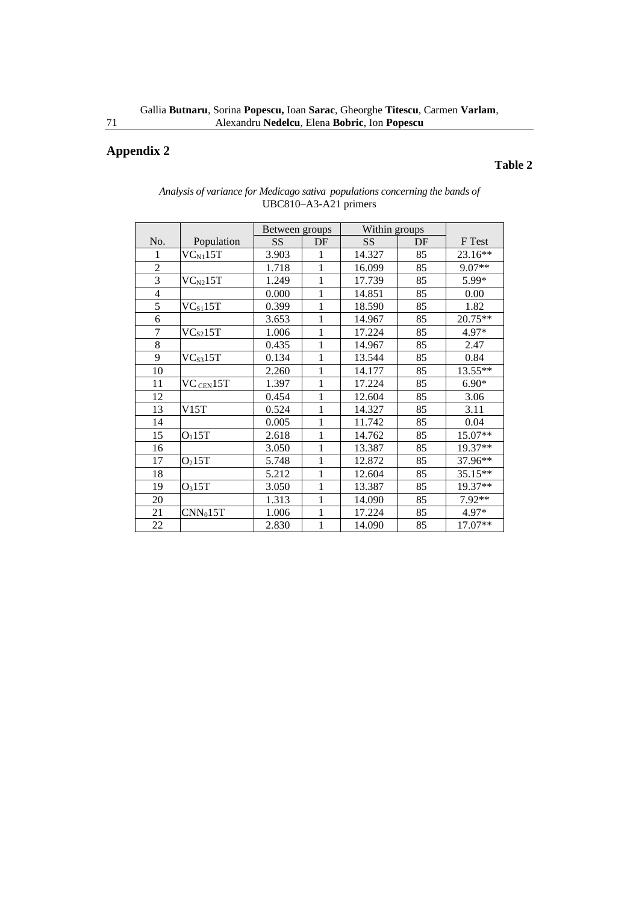## Appendix 2

**Table 2**

*Analysis of variance for Medicago sativa populations concerning the bands of* UBC810–A3-A21 primers

| No. | Population | Between groups | | Within groups | | F Test |
|---|---|---|---|---|---|---|
| | | SS | DF | SS | DF | |
| 1 | $VC_{N1}15T$ | 3.903 | 1 | 14.327 | 85 | 23.16** |
| 2 | | 1.718 | 1 | 16.099 | 85 | 9.07** |
| 3 | $VC_{N2}15T$ | 1.249 | 1 | 17.739 | 85 | 5.99* |
| 4 | | 0.000 | 1 | 14.851 | 85 | 0.00 |
| 5 | $VC_{S1}15T$ | 0.399 | 1 | 18.590 | 85 | 1.82 |
| 6 | | 3.653 | 1 | 14.967 | 85 | 20.75** |
| 7 | $VC_{S2}15T$ | 1.006 | 1 | 17.224 | 85 | 4.97* |
| 8 | | 0.435 | 1 | 14.967 | 85 | 2.47 |
| 9 | $VC_{S3}15T$ | 0.134 | 1 | 13.544 | 85 | 0.84 |
| 10 | | 2.260 | 1 | 14.177 | 85 | 13.55** |
| 11 | $VC_{CEN}15T$ | 1.397 | 1 | 17.224 | 85 | 6.90* |
| 12 | | 0.454 | 1 | 12.604 | 85 | 3.06 |
| 13 | V15T | 0.524 | 1 | 14.327 | 85 | 3.11 |
| 14 | | 0.005 | 1 | 11.742 | 85 | 0.04 |
| 15 | $O_1 15T$ | 2.618 | 1 | 14.762 | 85 | 15.07** |
| 16 | | 3.050 | 1 | 13.387 | 85 | 19.37** |
| 17 | $O_2 15T$ | 5.748 | 1 | 12.872 | 85 | 37.96** |
| 18 | | 5.212 | 1 | 12.604 | 85 | 35.15** |
| 19 | $O_3 15T$ | 3.050 | 1 | 13.387 | 85 | 19.37** |
| 20 | | 1.313 | 1 | 14.090 | 85 | 7.92** |
| 21 | $CNN_0 15T$ | 1.006 | 1 | 17.224 | 85 | 4.97* |
| 22 | | 2.830 | 1 | 14.090 | 85 | 17.07** |